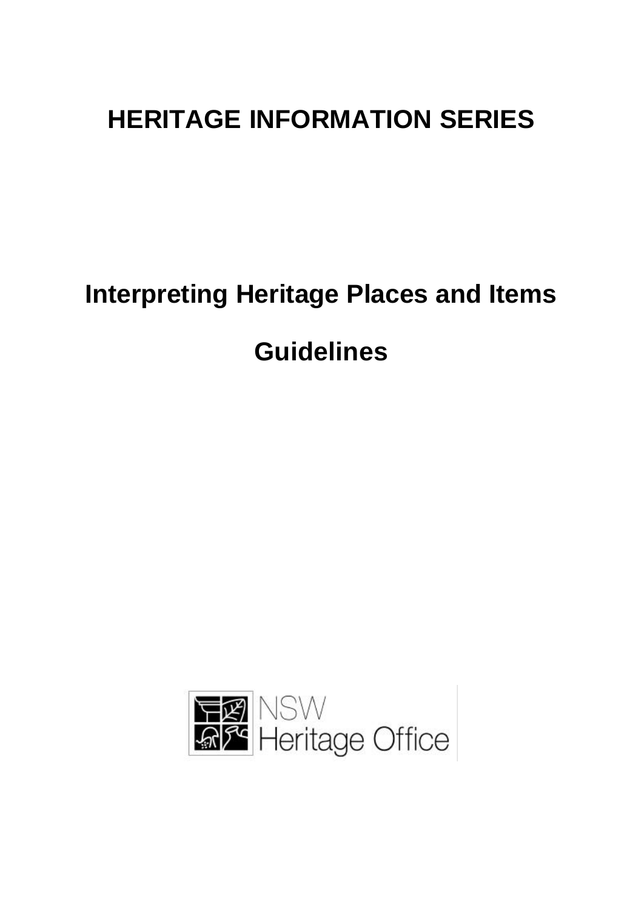# HERITAGE INFORMATION SERIES

## Interpreting Heritage Places and Items

## Guidelines

NSW Heritage Office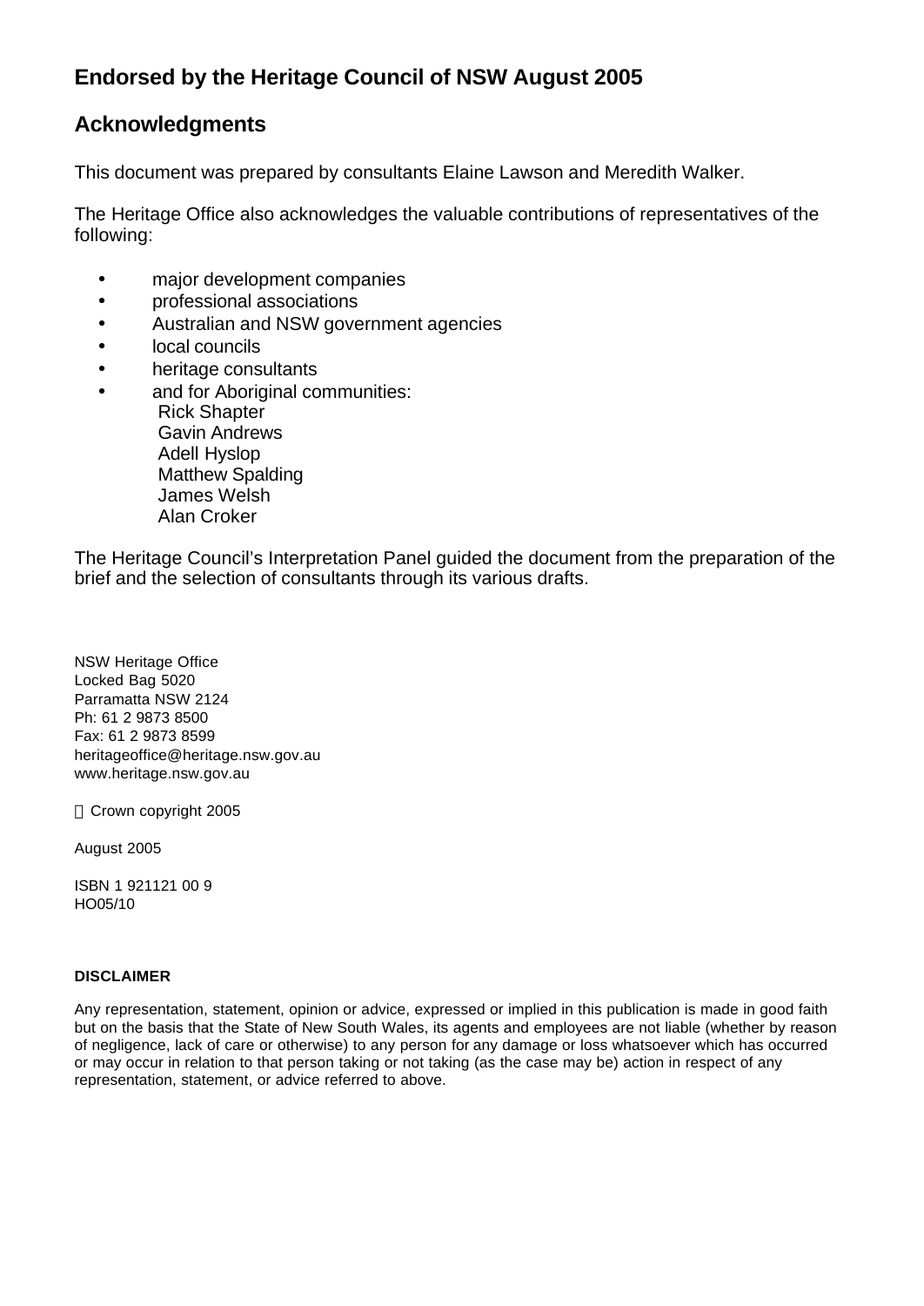## Endorsed by the Heritage Council of NSW August 2005

## Acknowledgments

This document was prepared by consultants Elaine Lawson and Meredith Walker.

The Heritage Office also acknowledges the valuable contributions of representatives of the following:

- major development companies
- professional associations
- Australian and NSW government agencies
- local councils
- heritage consultants
- and for Aboriginal communities:
  Rick Shapter
  Gavin Andrews
  Adell Hyslop
  Matthew Spalding
  James Welsh
  Alan Croker

The Heritage Council's Interpretation Panel guided the document from the preparation of the brief and the selection of consultants through its various drafts.

NSW Heritage Office
Locked Bag 5020
Parramatta NSW 2124
Ph: 61 2 9873 8500
Fax: 61 2 9873 8599
heritageoffice@heritage.nsw.gov.au
www.heritage.nsw.gov.au

© Crown copyright 2005

August 2005

ISBN 1 921121 00 9
HO05/10

**DISCLAIMER**

Any representation, statement, opinion or advice, expressed or implied in this publication is made in good faith but on the basis that the State of New South Wales, its agents and employees are not liable (whether by reason of negligence, lack of care or otherwise) to any person for any damage or loss whatsoever which has occurred or may occur in relation to that person taking or not taking (as the case may be) action in respect of any representation, statement, or advice referred to above.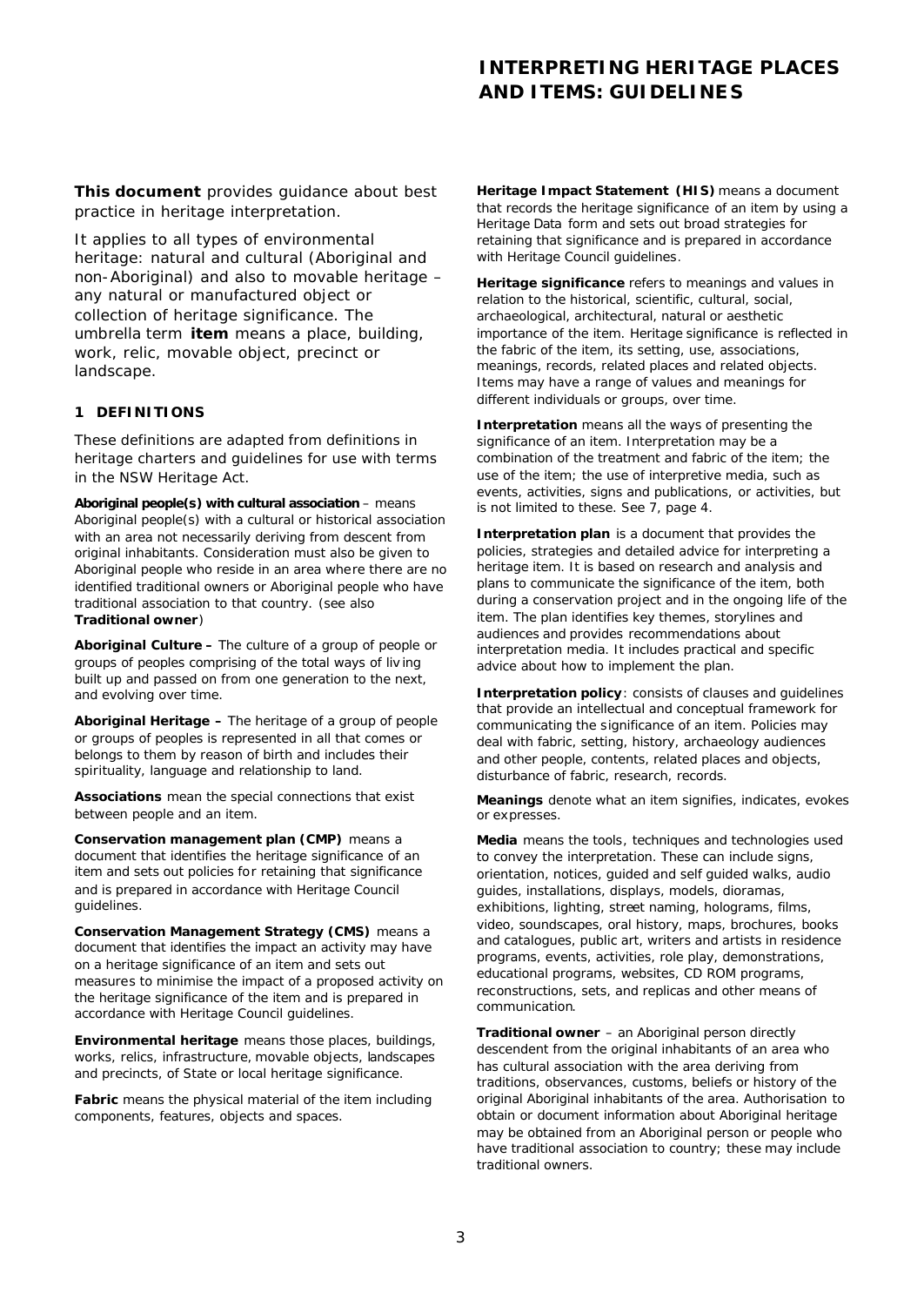# INTERPRETING HERITAGE PLACES AND ITEMS: GUIDELINES

**This document** provides guidance about best practice in heritage interpretation.

It applies to all types of environmental heritage: natural and cultural (Aboriginal and non-Aboriginal) and also to movable heritage – any natural or manufactured object or collection of heritage significance. The umbrella term **item** means a place, building, work, relic, movable object, precinct or landscape.

## 1 DEFINITIONS

These definitions are adapted from definitions in heritage charters and guidelines for use with terms in the NSW Heritage Act.

**Aboriginal people(s) with cultural association** – means Aboriginal people(s) with a cultural or historical association with an area not necessarily deriving from descent from original inhabitants. Consideration must also be given to Aboriginal people who reside in an area where there are no identified traditional owners or Aboriginal people who have traditional association to that country. (see also **Traditional owner**)

**Aboriginal Culture –** The culture of a group of people or groups of peoples comprising of the total ways of living built up and passed on from one generation to the next, and evolving over time.

**Aboriginal Heritage –** The heritage of a group of people or groups of peoples is represented in all that comes or belongs to them by reason of birth and includes their spirituality, language and relationship to land.

**Associations** mean the special connections that exist between people and an item.

**Conservation management plan (CMP)** means a document that identifies the heritage significance of an item and sets out policies for retaining that significance and is prepared in accordance with Heritage Council guidelines.

**Conservation Management Strategy (CMS)** means a document that identifies the impact an activity may have on a heritage significance of an item and sets out measures to minimise the impact of a proposed activity on the heritage significance of the item and is prepared in accordance with Heritage Council guidelines.

**Environmental heritage** means those places, buildings, works, relics, infrastructure, movable objects, landscapes and precincts, of State or local heritage significance.

**Fabric** means the physical material of the item including components, features, objects and spaces.

**Heritage Impact Statement (HIS)** means a document that records the heritage significance of an item by using a Heritage Data form and sets out broad strategies for retaining that significance and is prepared in accordance with Heritage Council guidelines.

**Heritage significance** refers to meanings and values in relation to the historical, scientific, cultural, social, archaeological, architectural, natural or aesthetic importance of the item. Heritage significance is reflected in the fabric of the item, its setting, use, associations, meanings, records, related places and related objects. Items may have a range of values and meanings for different individuals or groups, over time.

**Interpretation** means all the ways of presenting the significance of an item. Interpretation may be a combination of the treatment and fabric of the item; the use of the item; the use of interpretive media, such as events, activities, signs and publications, or activities, but is not limited to these. See 7, page 4.

**Interpretation plan** is a document that provides the policies, strategies and detailed advice for interpreting a heritage item. It is based on research and analysis and plans to communicate the significance of the item, both during a conservation project and in the ongoing life of the item. The plan identifies key themes, storylines and audiences and provides recommendations about interpretation media. It includes practical and specific advice about how to implement the plan.

**Interpretation policy**: consists of clauses and guidelines that provide an intellectual and conceptual framework for communicating the significance of an item. Policies may deal with fabric, setting, history, archaeology audiences and other people, contents, related places and objects, disturbance of fabric, research, records.

**Meanings** denote what an item signifies, indicates, evokes or expresses.

**Media** means the tools, techniques and technologies used to convey the interpretation. These can include signs, orientation, notices, guided and self guided walks, audio guides, installations, displays, models, dioramas, exhibitions, lighting, street naming, holograms, films, video, soundscapes, oral history, maps, brochures, books and catalogues, public art, writers and artists in residence programs, events, activities, role play, demonstrations, educational programs, websites, CD ROM programs, reconstructions, sets, and replicas and other means of communication.

**Traditional owner** – an Aboriginal person directly descendent from the original inhabitants of an area who has cultural association with the area deriving from traditions, observances, customs, beliefs or history of the original Aboriginal inhabitants of the area. Authorisation to obtain or document information about Aboriginal heritage may be obtained from an Aboriginal person or people who have traditional association to country; these may include traditional owners.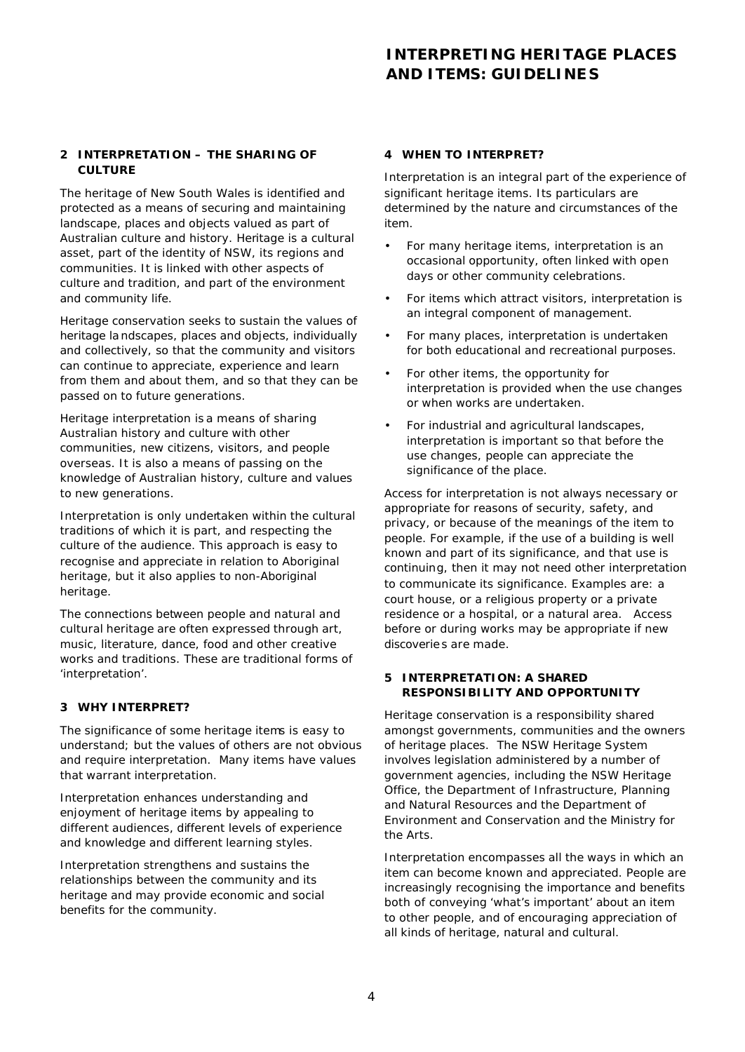## 2 INTERPRETATION – THE SHARING OF CULTURE

The heritage of New South Wales is identified and protected as a means of securing and maintaining landscape, places and objects valued as part of Australian culture and history. Heritage is a cultural asset, part of the identity of NSW, its regions and communities. It is linked with other aspects of culture and tradition, and part of the environment and community life.

Heritage conservation seeks to sustain the values of heritage landscapes, places and objects, individually and collectively, so that the community and visitors can continue to appreciate, experience and learn from them and about them, and so that they can be passed on to future generations.

Heritage interpretation is a means of sharing Australian history and culture with other communities, new citizens, visitors, and people overseas. It is also a means of passing on the knowledge of Australian history, culture and values to new generations.

Interpretation is only undertaken within the cultural traditions of which it is part, and respecting the culture of the audience. This approach is easy to recognise and appreciate in relation to Aboriginal heritage, but it also applies to non-Aboriginal heritage.

The connections between people and natural and cultural heritage are often expressed through art, music, literature, dance, food and other creative works and traditions. These are traditional forms of 'interpretation'.

## 3 WHY INTERPRET?

The significance of some heritage items is easy to understand; but the values of others are not obvious and require interpretation. Many items have values that warrant interpretation.

Interpretation enhances understanding and enjoyment of heritage items by appealing to different audiences, different levels of experience and knowledge and different learning styles.

Interpretation strengthens and sustains the relationships between the community and its heritage and may provide economic and social benefits for the community.

## 4 WHEN TO INTERPRET?

Interpretation is an integral part of the experience of significant heritage items. Its particulars are determined by the nature and circumstances of the item.

- For many heritage items, interpretation is an occasional opportunity, often linked with open days or other community celebrations.
- For items which attract visitors, interpretation is an integral component of management.
- For many places, interpretation is undertaken for both educational and recreational purposes.
- For other items, the opportunity for interpretation is provided when the use changes or when works are undertaken.
- For industrial and agricultural landscapes, interpretation is important so that before the use changes, people can appreciate the significance of the place.

Access for interpretation is not always necessary or appropriate for reasons of security, safety, and privacy, or because of the meanings of the item to people. For example, if the use of a building is well known and part of its significance, and that use is continuing, then it may not need other interpretation to communicate its significance. Examples are: a court house, or a religious property or a private residence or a hospital, or a natural area. Access before or during works may be appropriate if new discoveries are made.

## 5 INTERPRETATION: A SHARED RESPONSIBILITY AND OPPORTUNITY

Heritage conservation is a responsibility shared amongst governments, communities and the owners of heritage places. The NSW Heritage System involves legislation administered by a number of government agencies, including the NSW Heritage Office, the Department of Infrastructure, Planning and Natural Resources and the Department of Environment and Conservation and the Ministry for the Arts.

Interpretation encompasses all the ways in which an item can become known and appreciated. People are increasingly recognising the importance and benefits both of conveying 'what's important' about an item to other people, and of encouraging appreciation of all kinds of heritage, natural and cultural.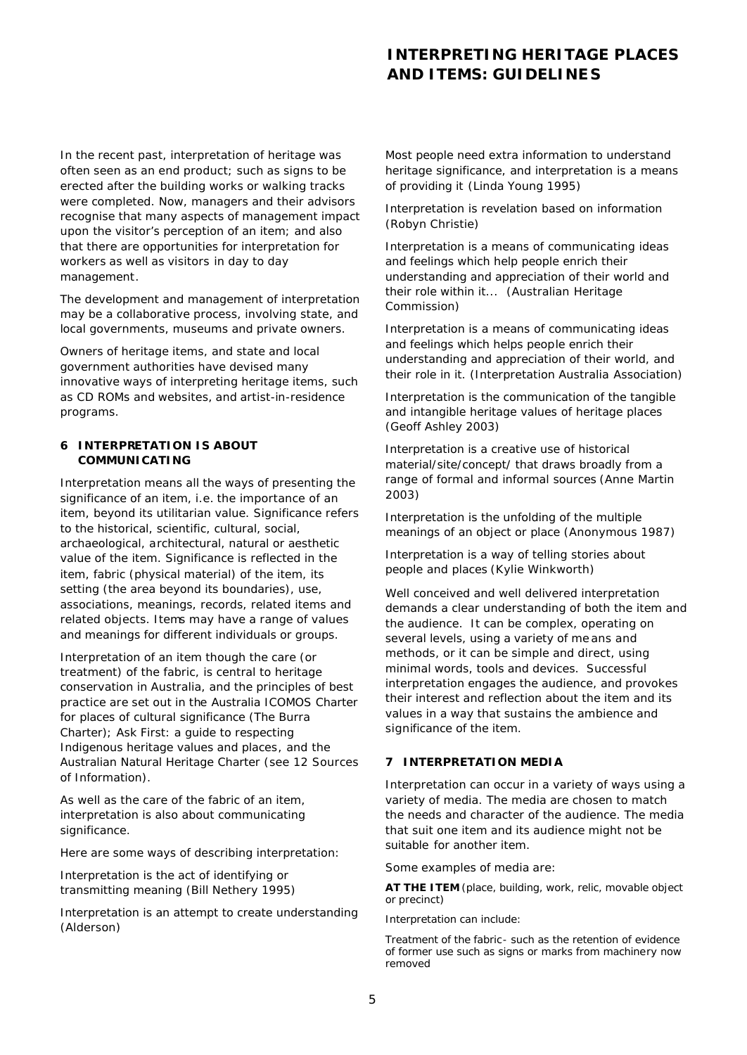In the recent past, interpretation of heritage was often seen as an end product; such as signs to be erected after the building works or walking tracks were completed. Now, managers and their advisors recognise that many aspects of management impact upon the visitor's perception of an item; and also that there are opportunities for interpretation for workers as well as visitors in day to day management.

The development and management of interpretation may be a collaborative process, involving state, and local governments, museums and private owners.

Owners of heritage items, and state and local government authorities have devised many innovative ways of interpreting heritage items, such as CD ROMs and websites, and artist-in-residence programs.

## 6 INTERPRETATION IS ABOUT COMMUNICATING

Interpretation means all the ways of presenting the significance of an item, i.e. the importance of an item, beyond its utilitarian value. Significance refers to the historical, scientific, cultural, social, archaeological, architectural, natural or aesthetic value of the item. Significance is reflected in the item, fabric (physical material) of the item, its setting (the area beyond its boundaries), use, associations, meanings, records, related items and related objects. Items may have a range of values and meanings for different individuals or groups.

Interpretation of an item though the care (or treatment) of the fabric, is central to heritage conservation in Australia, and the principles of best practice are set out in the Australia ICOMOS Charter for places of cultural significance (The Burra Charter); Ask First: a guide to respecting Indigenous heritage values and places, and the Australian Natural Heritage Charter (see 12 Sources of Information).

As well as the care of the fabric of an item, interpretation is also about communicating significance.

Here are some ways of describing interpretation:

Interpretation is the act of identifying or transmitting meaning (Bill Nethery 1995)

Interpretation is an attempt to create understanding (Alderson)

Most people need extra information to understand heritage significance, and interpretation is a means of providing it (Linda Young 1995)

Interpretation is revelation based on information (Robyn Christie)

Interpretation is a means of communicating ideas and feelings which help people enrich their understanding and appreciation of their world and their role within it... (Australian Heritage Commission)

Interpretation is a means of communicating ideas and feelings which helps people enrich their understanding and appreciation of their world, and their role in it. (Interpretation Australia Association)

Interpretation is the communication of the tangible and intangible heritage values of heritage places (Geoff Ashley 2003)

Interpretation is a creative use of historical material/site/concept/ that draws broadly from a range of formal and informal sources (Anne Martin 2003)

Interpretation is the unfolding of the multiple meanings of an object or place (Anonymous 1987)

Interpretation is a way of telling stories about people and places (Kylie Winkworth)

Well conceived and well delivered interpretation demands a clear understanding of both the item and the audience. It can be complex, operating on several levels, using a variety of means and methods, or it can be simple and direct, using minimal words, tools and devices. Successful interpretation engages the audience, and provokes their interest and reflection about the item and its values in a way that sustains the ambience and significance of the item.

## 7 INTERPRETATION MEDIA

Interpretation can occur in a variety of ways using a variety of media. The media are chosen to match the needs and character of the audience. The media that suit one item and its audience might not be suitable for another item.

Some examples of media are:

**AT THE ITEM** (place, building, work, relic, movable object or precinct)

Interpretation can include:

Treatment of the fabric- such as the retention of evidence of former use such as signs or marks from machinery now removed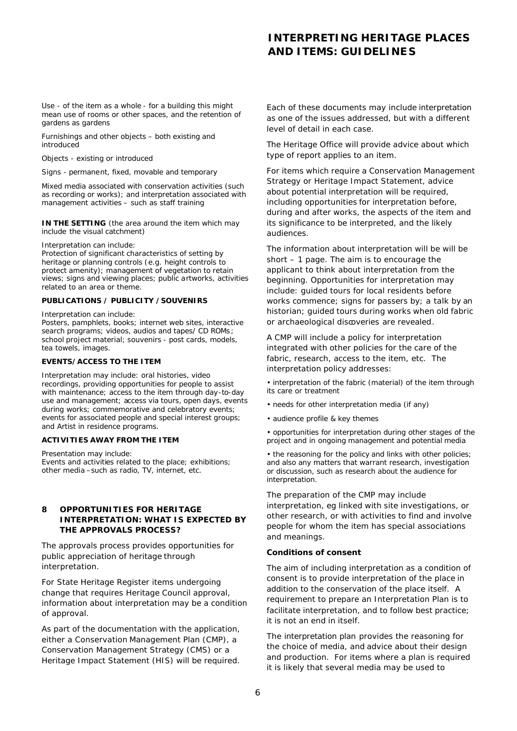Use - of the item as a whole - for a building this might mean use of rooms or other spaces, and the retention of gardens as gardens

Furnishings and other objects – both existing and introduced

Objects - existing or introduced

Signs - permanent, fixed, movable and temporary

Mixed media associated with conservation activities (such as recording or works); and interpretation associated with management activities – such as staff training

**IN THE SETTING** (the area around the item which may include the visual catchment)

Interpretation can include:
Protection of significant characteristics of setting by heritage or planning controls (e.g. height controls to protect amenity); management of vegetation to retain views; signs and viewing places; public artworks, activities related to an area or theme.

**PUBLICATIONS / PUBLICITY / SOUVENIRS**

Interpretation can include:
Posters, pamphlets, books; internet web sites, interactive search programs; videos, audios and tapes/ CD ROMs; school project material; souvenirs - post cards, models, tea towels, images.

**EVENTS/ACCESS TO THE ITEM**

Interpretation may include: oral histories, video recordings, providing opportunities for people to assist with maintenance; access to the item through day-to-day use and management; access via tours, open days, events during works; commemorative and celebratory events; events for associated people and special interest groups; and Artist in residence programs.

**ACTIVITIES AWAY FROM THE ITEM**

Presentation may include:
Events and activities related to the place; exhibitions; other media – such as radio, TV, internet, etc.

## 8 OPPORTUNITIES FOR HERITAGE INTERPRETATION: WHAT IS EXPECTED BY THE APPROVALS PROCESS?

The approvals process provides opportunities for public appreciation of heritage through interpretation.

For State Heritage Register items undergoing change that requires Heritage Council approval, information about interpretation may be a condition of approval.

As part of the documentation with the application, either a Conservation Management Plan (CMP), a Conservation Management Strategy (CMS) or a Heritage Impact Statement (HIS) will be required.

Each of these documents may include interpretation as one of the issues addressed, but with a different level of detail in each case.

The Heritage Office will provide advice about which type of report applies to an item.

For items which require a Conservation Management Strategy or Heritage Impact Statement, advice about potential interpretation will be required, including opportunities for interpretation before, during and after works, the aspects of the item and its significance to be interpreted, and the likely audiences.

The information about interpretation will be will be short – 1 page. The aim is to encourage the applicant to think about interpretation from the beginning. Opportunities for interpretation may include: guided tours for local residents before works commence; signs for passers by; a talk by an historian; guided tours during works when old fabric or archaeological discoveries are revealed.

A CMP will include a policy for interpretation integrated with other policies for the care of the fabric, research, access to the item, etc. The interpretation policy addresses:

- interpretation of the fabric (material) of the item through its care or treatment
- needs for other interpretation media (if any)
- audience profile & key themes
- opportunities for interpretation during other stages of the project and in ongoing management and potential media
- the reasoning for the policy and links with other policies; and also any matters that warrant research, investigation or discussion, such as research about the audience for interpretation.

The preparation of the CMP may include interpretation, eg linked with site investigations, or other research, or with activities to find and involve people for whom the item has special associations and meanings.

**Conditions of consent**

The aim of including interpretation as a condition of consent is to provide interpretation of the place in addition to the conservation of the place itself. A requirement to prepare an Interpretation Plan is to facilitate interpretation, and to follow best practice; it is not an end in itself.

The interpretation plan provides the reasoning for the choice of media, and advice about their design and production. For items where a plan is required it is likely that several media may be used to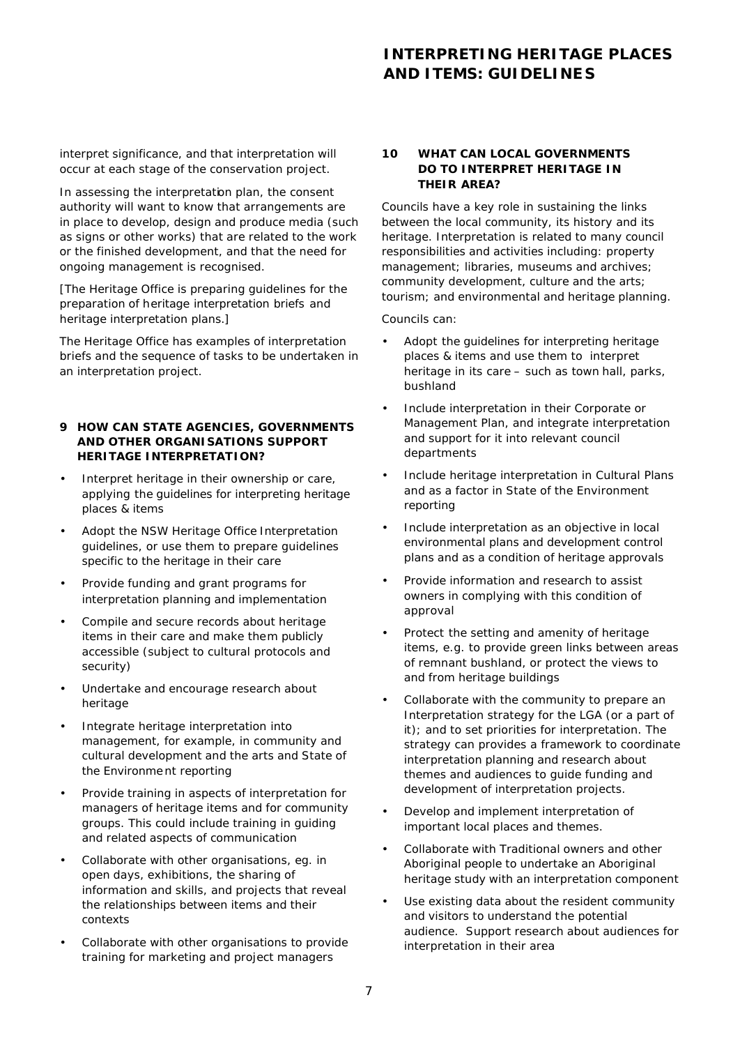interpret significance, and that interpretation will occur at each stage of the conservation project.

In assessing the interpretation plan, the consent authority will want to know that arrangements are in place to develop, design and produce media (such as signs or other works) that are related to the work or the finished development, and that the need for ongoing management is recognised.

[The Heritage Office is preparing guidelines for the preparation of heritage interpretation briefs and heritage interpretation plans.]

The Heritage Office has examples of interpretation briefs and the sequence of tasks to be undertaken in an interpretation project.

### 9 HOW CAN STATE AGENCIES, GOVERNMENTS AND OTHER ORGANISATIONS SUPPORT HERITAGE INTERPRETATION?

- Interpret heritage in their ownership or care, applying the guidelines for interpreting heritage places & items
- Adopt the NSW Heritage Office Interpretation guidelines, or use them to prepare guidelines specific to the heritage in their care
- Provide funding and grant programs for interpretation planning and implementation
- Compile and secure records about heritage items in their care and make them publicly accessible (subject to cultural protocols and security)
- Undertake and encourage research about heritage
- Integrate heritage interpretation into management, for example, in community and cultural development and the arts and State of the Environment reporting
- Provide training in aspects of interpretation for managers of heritage items and for community groups. This could include training in guiding and related aspects of communication
- Collaborate with other organisations, eg. in open days, exhibitions, the sharing of information and skills, and projects that reveal the relationships between items and their contexts
- Collaborate with other organisations to provide training for marketing and project managers

### 10 WHAT CAN LOCAL GOVERNMENTS DO TO INTERPRET HERITAGE IN THEIR AREA?

Councils have a key role in sustaining the links between the local community, its history and its heritage. Interpretation is related to many council responsibilities and activities including: property management; libraries, museums and archives; community development, culture and the arts; tourism; and environmental and heritage planning.

Councils can:

- Adopt the guidelines for interpreting heritage places & items and use them to interpret heritage in its care – such as town hall, parks, bushland
- Include interpretation in their Corporate or Management Plan, and integrate interpretation and support for it into relevant council departments
- Include heritage interpretation in Cultural Plans and as a factor in State of the Environment reporting
- Include interpretation as an objective in local environmental plans and development control plans and as a condition of heritage approvals
- Provide information and research to assist owners in complying with this condition of approval
- Protect the setting and amenity of heritage items, e.g. to provide green links between areas of remnant bushland, or protect the views to and from heritage buildings
- Collaborate with the community to prepare an Interpretation strategy for the LGA (or a part of it); and to set priorities for interpretation. The strategy can provides a framework to coordinate interpretation planning and research about themes and audiences to guide funding and development of interpretation projects.
- Develop and implement interpretation of important local places and themes.
- Collaborate with Traditional owners and other Aboriginal people to undertake an Aboriginal heritage study with an interpretation component
- Use existing data about the resident community and visitors to understand the potential audience. Support research about audiences for interpretation in their area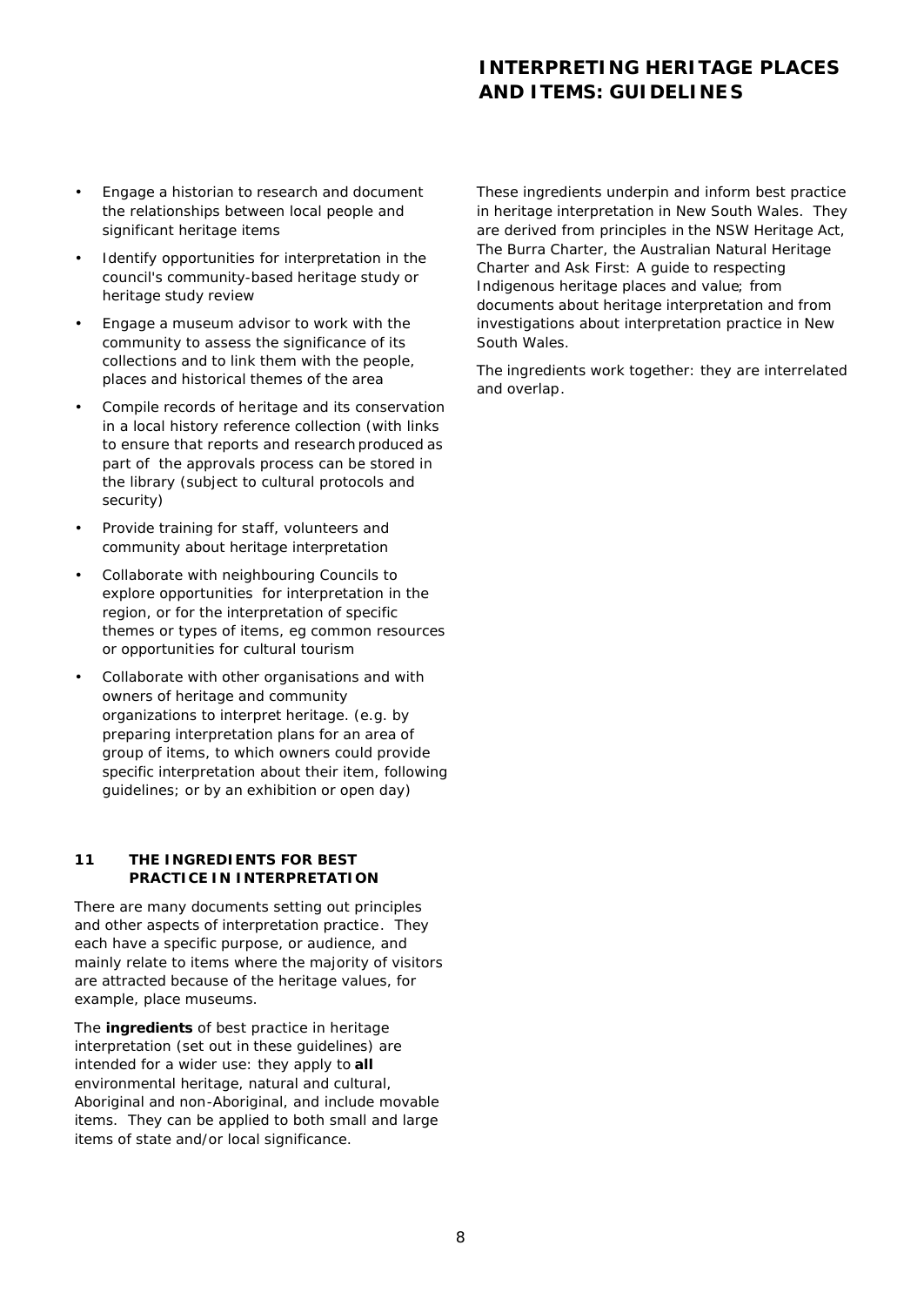- Engage a historian to research and document the relationships between local people and significant heritage items
- Identify opportunities for interpretation in the council's community-based heritage study or heritage study review
- Engage a museum advisor to work with the community to assess the significance of its collections and to link them with the people, places and historical themes of the area
- Compile records of heritage and its conservation in a local history reference collection (with links to ensure that reports and research produced as part of the approvals process can be stored in the library (subject to cultural protocols and security)
- Provide training for staff, volunteers and community about heritage interpretation
- Collaborate with neighbouring Councils to explore opportunities for interpretation in the region, or for the interpretation of specific themes or types of items, eg common resources or opportunities for cultural tourism
- Collaborate with other organisations and with owners of heritage and community organizations to interpret heritage. (e.g. by preparing interpretation plans for an area of group of items, to which owners could provide specific interpretation about their item, following guidelines; or by an exhibition or open day)

## 11 THE INGREDIENTS FOR BEST PRACTICE IN INTERPRETATION

There are many documents setting out principles and other aspects of interpretation practice. They each have a specific purpose, or audience, and mainly relate to items where the majority of visitors are attracted because of the heritage values, for example, place museums.

The **ingredients** of best practice in heritage interpretation (set out in these guidelines) are intended for a wider use: they apply to **all** environmental heritage, natural and cultural, Aboriginal and non-Aboriginal, and include movable items. They can be applied to both small and large items of state and/or local significance.

These ingredients underpin and inform best practice in heritage interpretation in New South Wales. They are derived from principles in the NSW Heritage Act, The Burra Charter, the Australian Natural Heritage Charter and Ask First: A guide to respecting Indigenous heritage places and value; from documents about heritage interpretation and from investigations about interpretation practice in New South Wales.

The ingredients work together: they are interrelated and overlap.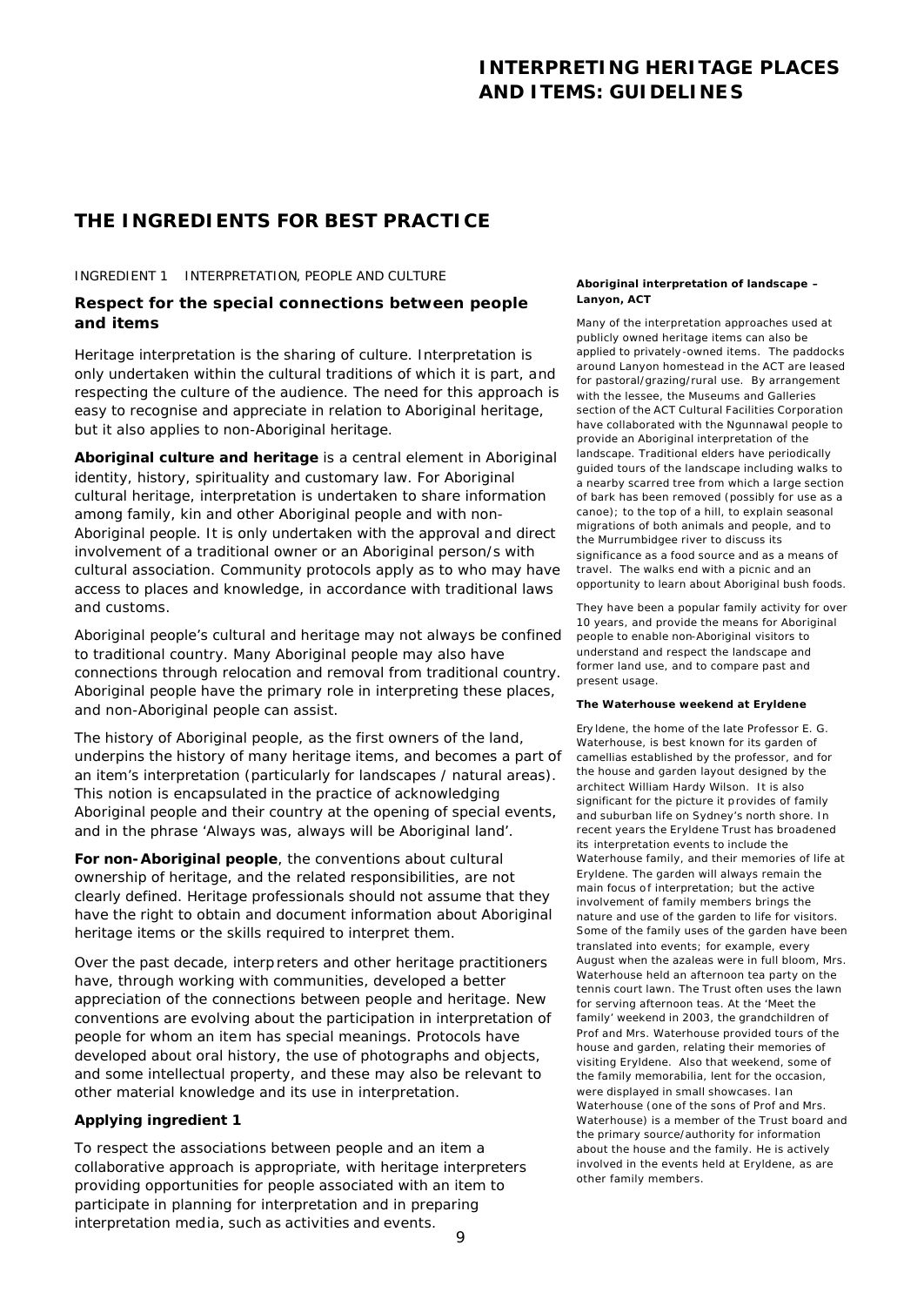## THE INGREDIENTS FOR BEST PRACTICE

INGREDIENT 1 INTERPRETATION, PEOPLE AND CULTURE

### Respect for the special connections between people and items

Heritage interpretation is the sharing of culture. Interpretation is only undertaken within the cultural traditions of which it is part, and respecting the culture of the audience. The need for this approach is easy to recognise and appreciate in relation to Aboriginal heritage, but it also applies to non-Aboriginal heritage.

**Aboriginal culture and heritage** is a central element in Aboriginal identity, history, spirituality and customary law. For Aboriginal cultural heritage, interpretation is undertaken to share information among family, kin and other Aboriginal people and with non-Aboriginal people. It is only undertaken with the approval and direct involvement of a traditional owner or an Aboriginal person/s with cultural association. Community protocols apply as to who may have access to places and knowledge, in accordance with traditional laws and customs.

Aboriginal people's cultural and heritage may not always be confined to traditional country. Many Aboriginal people may also have connections through relocation and removal from traditional country. Aboriginal people have the primary role in interpreting these places, and non-Aboriginal people can assist.

The history of Aboriginal people, as the first owners of the land, underpins the history of many heritage items, and becomes a part of an item's interpretation (particularly for landscapes / natural areas). This notion is encapsulated in the practice of acknowledging Aboriginal people and their country at the opening of special events, and in the phrase 'Always was, always will be Aboriginal land'.

**For non-Aboriginal people**, the conventions about cultural ownership of heritage, and the related responsibilities, are not clearly defined. Heritage professionals should not assume that they have the right to obtain and document information about Aboriginal heritage items or the skills required to interpret them.

Over the past decade, interpreters and other heritage practitioners have, through working with communities, developed a better appreciation of the connections between people and heritage. New conventions are evolving about the participation in interpretation of people for whom an item has special meanings. Protocols have developed about oral history, the use of photographs and objects, and some intellectual property, and these may also be relevant to other material knowledge and its use in interpretation.

### Applying ingredient 1

To respect the associations between people and an item a collaborative approach is appropriate, with heritage interpreters providing opportunities for people associated with an item to participate in planning for interpretation and in preparing interpretation media, such as activities and events.

**Aboriginal interpretation of landscape – Lanyon, ACT**

Many of the interpretation approaches used at publicly owned heritage items can also be applied to privately-owned items. The paddocks around Lanyon homestead in the ACT are leased for pastoral/grazing/rural use. By arrangement with the lessee, the Museums and Galleries section of the ACT Cultural Facilities Corporation have collaborated with the Ngunnawal people to provide an Aboriginal interpretation of the landscape. Traditional elders have periodically guided tours of the landscape including walks to a nearby scarred tree from which a large section of bark has been removed (possibly for use as a canoe); to the top of a hill, to explain seasonal migrations of both animals and people, and to the Murrumbidgee river to discuss its significance as a food source and as a means of travel. The walks end with a picnic and an opportunity to learn about Aboriginal bush foods.

They have been a popular family activity for over 10 years, and provide the means for Aboriginal people to enable non-Aboriginal visitors to understand and respect the landscape and former land use, and to compare past and present usage.

**The Waterhouse weekend at Eryldene**

Eryldene, the home of the late Professor E. G. Waterhouse, is best known for its garden of camellias established by the professor, and for the house and garden layout designed by the architect William Hardy Wilson. It is also significant for the picture it provides of family and suburban life on Sydney's north shore. In recent years the Eryldene Trust has broadened its interpretation events to include the Waterhouse family, and their memories of life at Eryldene. The garden will always remain the main focus of interpretation; but the active involvement of family members brings the nature and use of the garden to life for visitors. Some of the family uses of the garden have been translated into events; for example, every August when the azaleas were in full bloom, Mrs. Waterhouse held an afternoon tea party on the tennis court lawn. The Trust often uses the lawn for serving afternoon teas. At the 'Meet the family' weekend in 2003, the grandchildren of Prof and Mrs. Waterhouse provided tours of the house and garden, relating their memories of visiting Eryldene. Also that weekend, some of the family memorabilia, lent for the occasion, were displayed in small showcases. Ian Waterhouse (one of the sons of Prof and Mrs. Waterhouse) is a member of the Trust board and the primary source/authority for information about the house and the family. He is actively involved in the events held at Eryldene, as are other family members.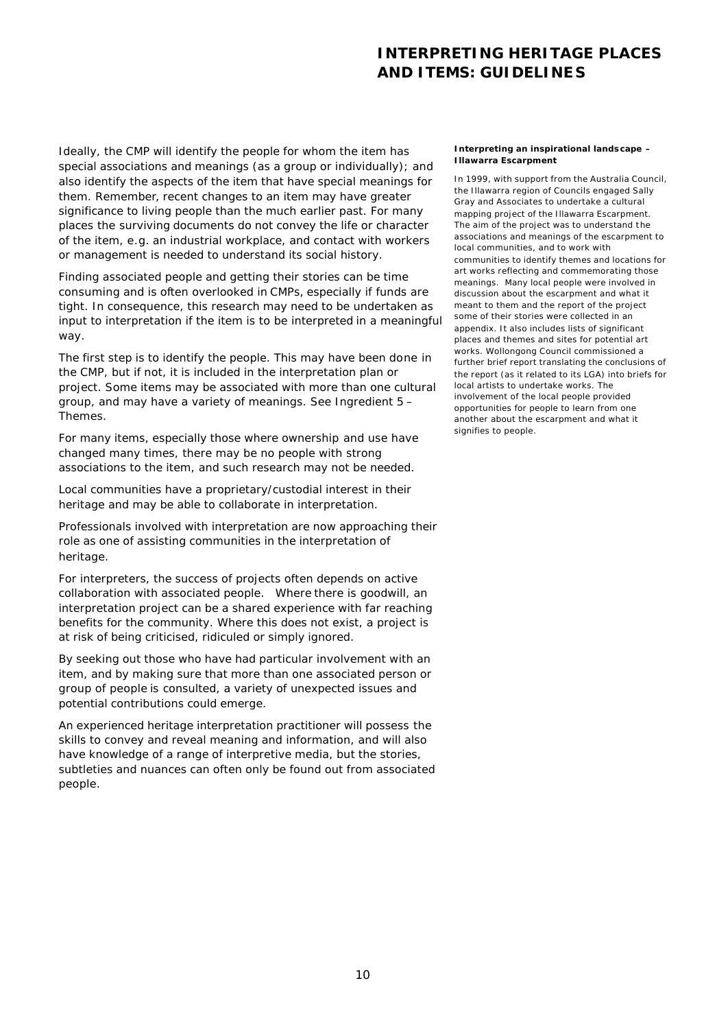Ideally, the CMP will identify the people for whom the item has special associations and meanings (as a group or individually); and also identify the aspects of the item that have special meanings for them. Remember, recent changes to an item may have greater significance to living people than the much earlier past. For many places the surviving documents do not convey the life or character of the item, e.g. an industrial workplace, and contact with workers or management is needed to understand its social history.

Finding associated people and getting their stories can be time consuming and is often overlooked in CMPs, especially if funds are tight. In consequence, this research may need to be undertaken as input to interpretation if the item is to be interpreted in a meaningful way.

The first step is to identify the people. This may have been done in the CMP, but if not, it is included in the interpretation plan or project. Some items may be associated with more than one cultural group, and may have a variety of meanings. See Ingredient 5 – Themes.

For many items, especially those where ownership and use have changed many times, there may be no people with strong associations to the item, and such research may not be needed.

Local communities have a proprietary/custodial interest in their heritage and may be able to collaborate in interpretation.

Professionals involved with interpretation are now approaching their role as one of assisting communities in the interpretation of heritage.

For interpreters, the success of projects often depends on active collaboration with associated people. Where there is goodwill, an interpretation project can be a shared experience with far reaching benefits for the community. Where this does not exist, a project is at risk of being criticised, ridiculed or simply ignored.

By seeking out those who have had particular involvement with an item, and by making sure that more than one associated person or group of people is consulted, a variety of unexpected issues and potential contributions could emerge.

An experienced heritage interpretation practitioner will possess the skills to convey and reveal meaning and information, and will also have knowledge of a range of interpretive media, but the stories, subtleties and nuances can often only be found out from associated people.

**Interpreting an inspirational landscape – Illawarra Escarpment**

In 1999, with support from the Australia Council, the Illawarra region of Councils engaged Sally Gray and Associates to undertake a cultural mapping project of the Illawarra Escarpment. The aim of the project was to understand the associations and meanings of the escarpment to local communities, and to work with communities to identify themes and locations for art works reflecting and commemorating those meanings. Many local people were involved in discussion about the escarpment and what it meant to them and the report of the project some of their stories were collected in an appendix. It also includes lists of significant places and themes and sites for potential art works. Wollongong Council commissioned a further brief report translating the conclusions of the report (as it related to its LGA) into briefs for local artists to undertake works. The involvement of the local people provided opportunities for people to learn from one another about the escarpment and what it signifies to people.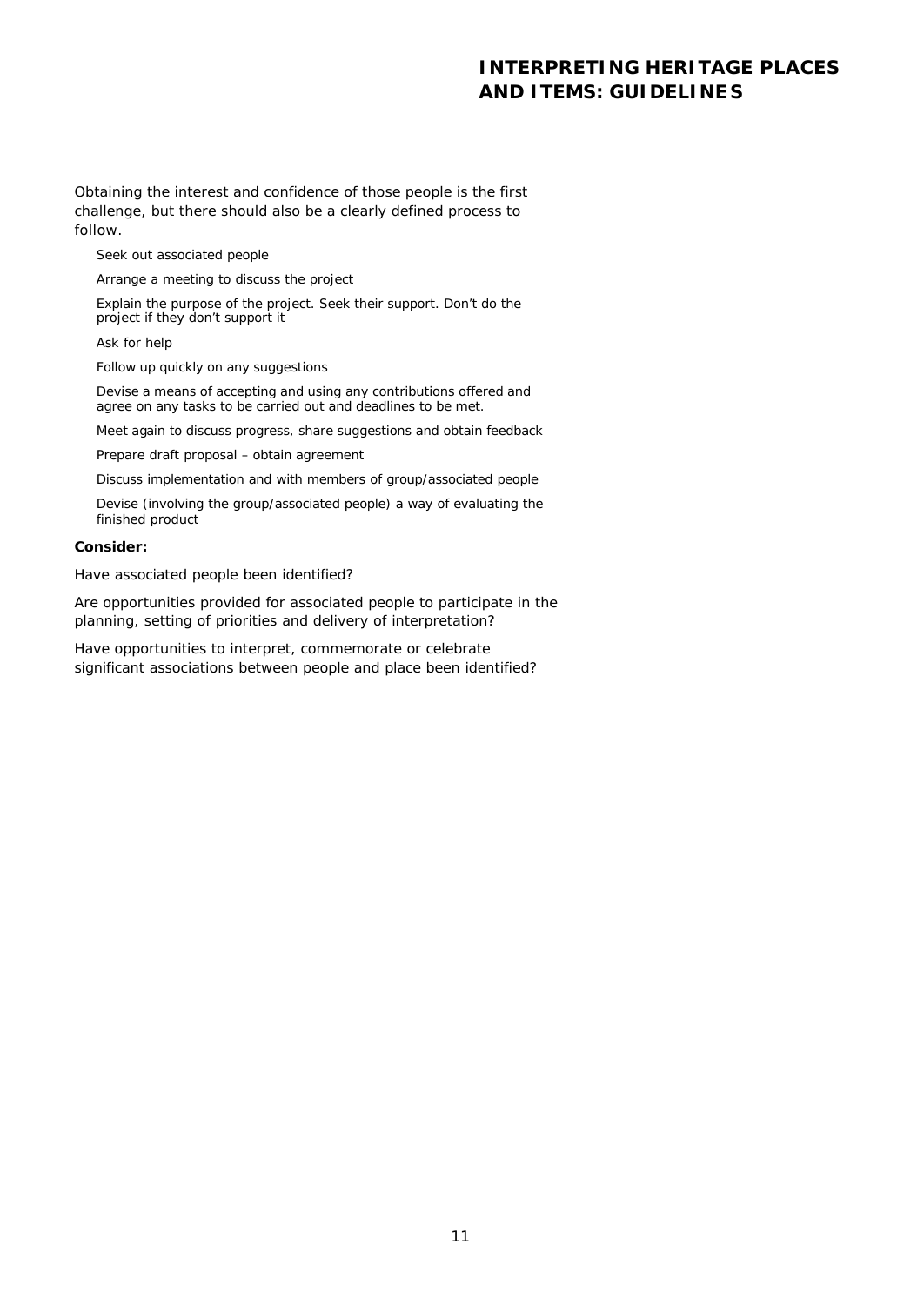Obtaining the interest and confidence of those people is the first challenge, but there should also be a clearly defined process to follow.

- Seek out associated people
- Arrange a meeting to discuss the project
- Explain the purpose of the project. Seek their support. Don't do the project if they don't support it
- Ask for help
- Follow up quickly on any suggestions
- Devise a means of accepting and using any contributions offered and agree on any tasks to be carried out and deadlines to be met.
- Meet again to discuss progress, share suggestions and obtain feedback
- Prepare draft proposal – obtain agreement
- Discuss implementation and with members of group/associated people
- Devise (involving the group/associated people) a way of evaluating the finished product

**Consider:**

Have associated people been identified?

Are opportunities provided for associated people to participate in the planning, setting of priorities and delivery of interpretation?

Have opportunities to interpret, commemorate or celebrate significant associations between people and place been identified?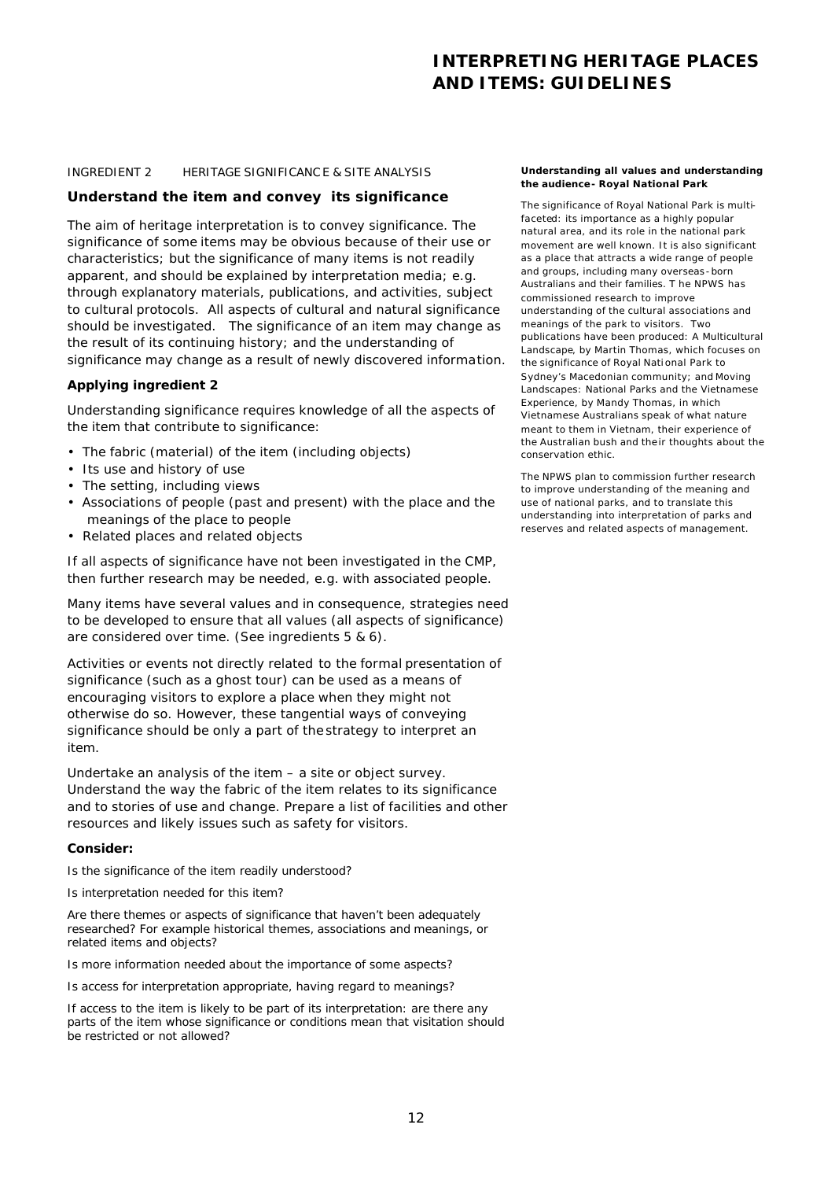INGREDIENT 2 HERITAGE SIGNIFICANCE & SITE ANALYSIS

## Understand the item and convey its significance

The aim of heritage interpretation is to convey significance. The significance of some items may be obvious because of their use or characteristics; but the significance of many items is not readily apparent, and should be explained by interpretation media; e.g. through explanatory materials, publications, and activities, subject to cultural protocols. All aspects of cultural and natural significance should be investigated. The significance of an item may change as the result of its continuing history; and the understanding of significance may change as a result of newly discovered information.

### Applying ingredient 2

Understanding significance requires knowledge of all the aspects of the item that contribute to significance:

- The fabric (material) of the item (including objects)
- Its use and history of use
- The setting, including views
- Associations of people (past and present) with the place and the meanings of the place to people
- Related places and related objects

If all aspects of significance have not been investigated in the CMP, then further research may be needed, e.g. with associated people.

Many items have several values and in consequence, strategies need to be developed to ensure that all values (all aspects of significance) are considered over time. (See ingredients 5 & 6).

Activities or events not directly related to the formal presentation of significance (such as a ghost tour) can be used as a means of encouraging visitors to explore a place when they might not otherwise do so. However, these tangential ways of conveying significance should be only a part of the strategy to interpret an item.

Undertake an analysis of the item – a site or object survey. Understand the way the fabric of the item relates to its significance and to stories of use and change. Prepare a list of facilities and other resources and likely issues such as safety for visitors.

### Consider:

Is the significance of the item readily understood?

Is interpretation needed for this item?

Are there themes or aspects of significance that haven't been adequately researched? For example historical themes, associations and meanings, or related items and objects?

Is more information needed about the importance of some aspects?

Is access for interpretation appropriate, having regard to meanings?

If access to the item is likely to be part of its interpretation: are there any parts of the item whose significance or conditions mean that visitation should be restricted or not allowed?

**Understanding all values and understanding the audience- Royal National Park**

The significance of Royal National Park is multi-faceted: its importance as a highly popular natural area, and its role in the national park movement are well known. It is also significant as a place that attracts a wide range of people and groups, including many overseas-born Australians and their families. The NPWS has commissioned research to improve understanding of the cultural associations and meanings of the park to visitors. Two publications have been produced: A Multicultural Landscape, by Martin Thomas, which focuses on the significance of Royal National Park to Sydney's Macedonian community; and Moving Landscapes: National Parks and the Vietnamese Experience, by Mandy Thomas, in which Vietnamese Australians speak of what nature meant to them in Vietnam, their experience of the Australian bush and their thoughts about the conservation ethic.

The NPWS plan to commission further research to improve understanding of the meaning and use of national parks, and to translate this understanding into interpretation of parks and reserves and related aspects of management.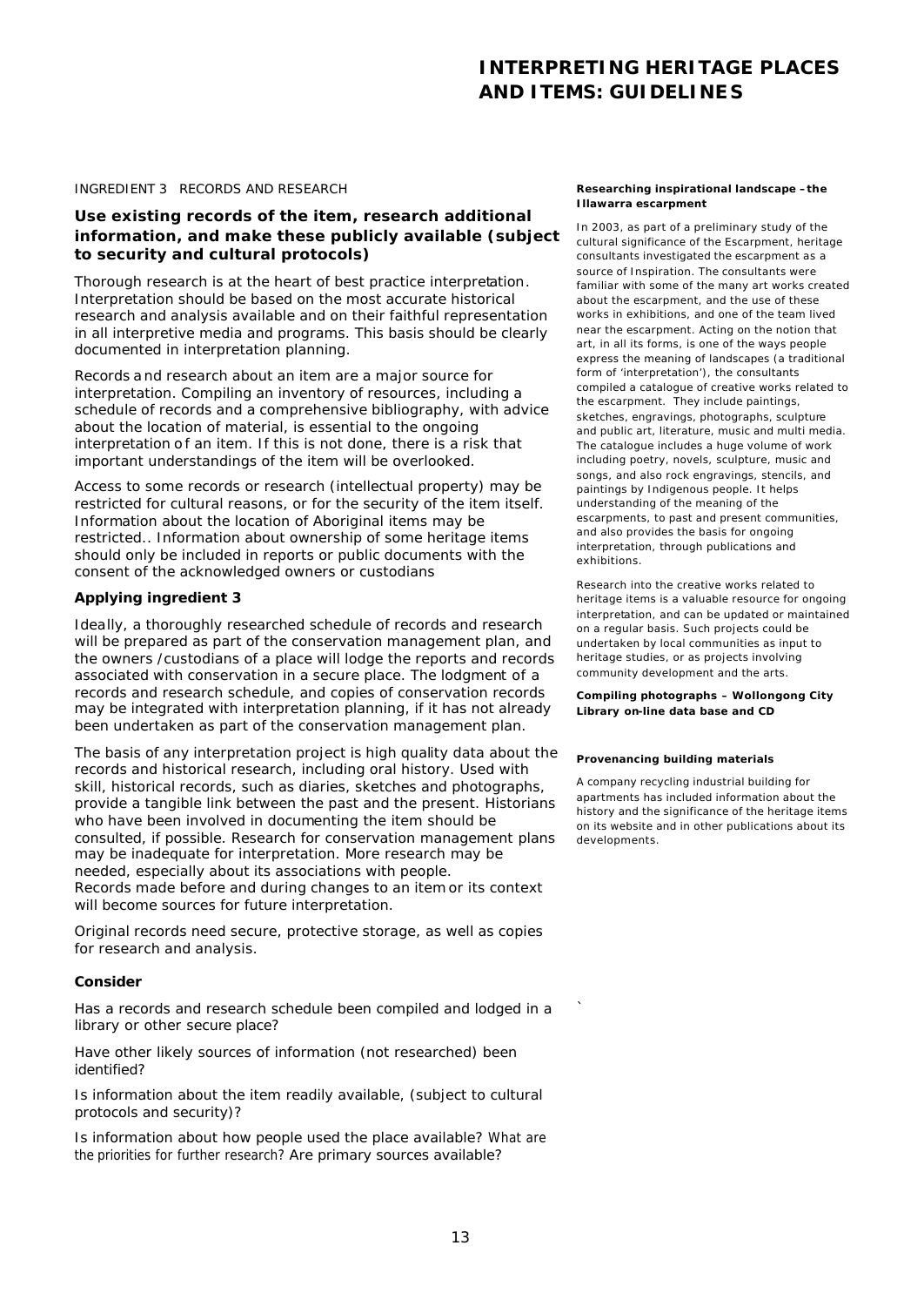INGREDIENT 3 RECORDS AND RESEARCH

### Use existing records of the item, research additional information, and make these publicly available (subject to security and cultural protocols)

Thorough research is at the heart of best practice interpretation. Interpretation should be based on the most accurate historical research and analysis available and on their faithful representation in all interpretive media and programs. This basis should be clearly documented in interpretation planning.

Records and research about an item are a major source for interpretation. Compiling an inventory of resources, including a schedule of records and a comprehensive bibliography, with advice about the location of material, is essential to the ongoing interpretation of an item. If this is not done, there is a risk that important understandings of the item will be overlooked.

Access to some records or research (intellectual property) may be restricted for cultural reasons, or for the security of the item itself. Information about the location of Aboriginal items may be restricted.. Information about ownership of some heritage items should only be included in reports or public documents with the consent of the acknowledged owners or custodians

**Applying ingredient 3**

Ideally, a thoroughly researched schedule of records and research will be prepared as part of the conservation management plan, and the owners /custodians of a place will lodge the reports and records associated with conservation in a secure place. The lodgment of a records and research schedule, and copies of conservation records may be integrated with interpretation planning, if it has not already been undertaken as part of the conservation management plan.

The basis of any interpretation project is high quality data about the records and historical research, including oral history. Used with skill, historical records, such as diaries, sketches and photographs, provide a tangible link between the past and the present. Historians who have been involved in documenting the item should be consulted, if possible. Research for conservation management plans may be inadequate for interpretation. More research may be needed, especially about its associations with people.
Records made before and during changes to an item or its context will become sources for future interpretation.

Original records need secure, protective storage, as well as copies for research and analysis.

**Consider**

Has a records and research schedule been compiled and lodged in a library or other secure place?

Have other likely sources of information (not researched) been identified?

Is information about the item readily available, (subject to cultural protocols and security)?

Is information about how people used the place available? What are the priorities for further research? Are primary sources available?

**Researching inspirational landscape – the Illawarra escarpment**

In 2003, as part of a preliminary study of the cultural significance of the Escarpment, heritage consultants investigated the escarpment as a source of Inspiration. The consultants were familiar with some of the many art works created about the escarpment, and the use of these works in exhibitions, and one of the team lived near the escarpment. Acting on the notion that art, in all its forms, is one of the ways people express the meaning of landscapes (a traditional form of 'interpretation'), the consultants compiled a catalogue of creative works related to the escarpment. They include paintings, sketches, engravings, photographs, sculpture and public art, literature, music and multi media. The catalogue includes a huge volume of work including poetry, novels, sculpture, music and songs, and also rock engravings, stencils, and paintings by Indigenous people. It helps understanding of the meaning of the escarpments, to past and present communities, and also provides the basis for ongoing interpretation, through publications and exhibitions.

Research into the creative works related to heritage items is a valuable resource for ongoing interpretation, and can be updated or maintained on a regular basis. Such projects could be undertaken by local communities as input to heritage studies, or as projects involving community development and the arts.

**Compiling photographs – Wollongong City Library on-line data base and CD**

**Provenancing building materials**

A company recycling industrial building for apartments has included information about the history and the significance of the heritage items on its website and in other publications about its developments.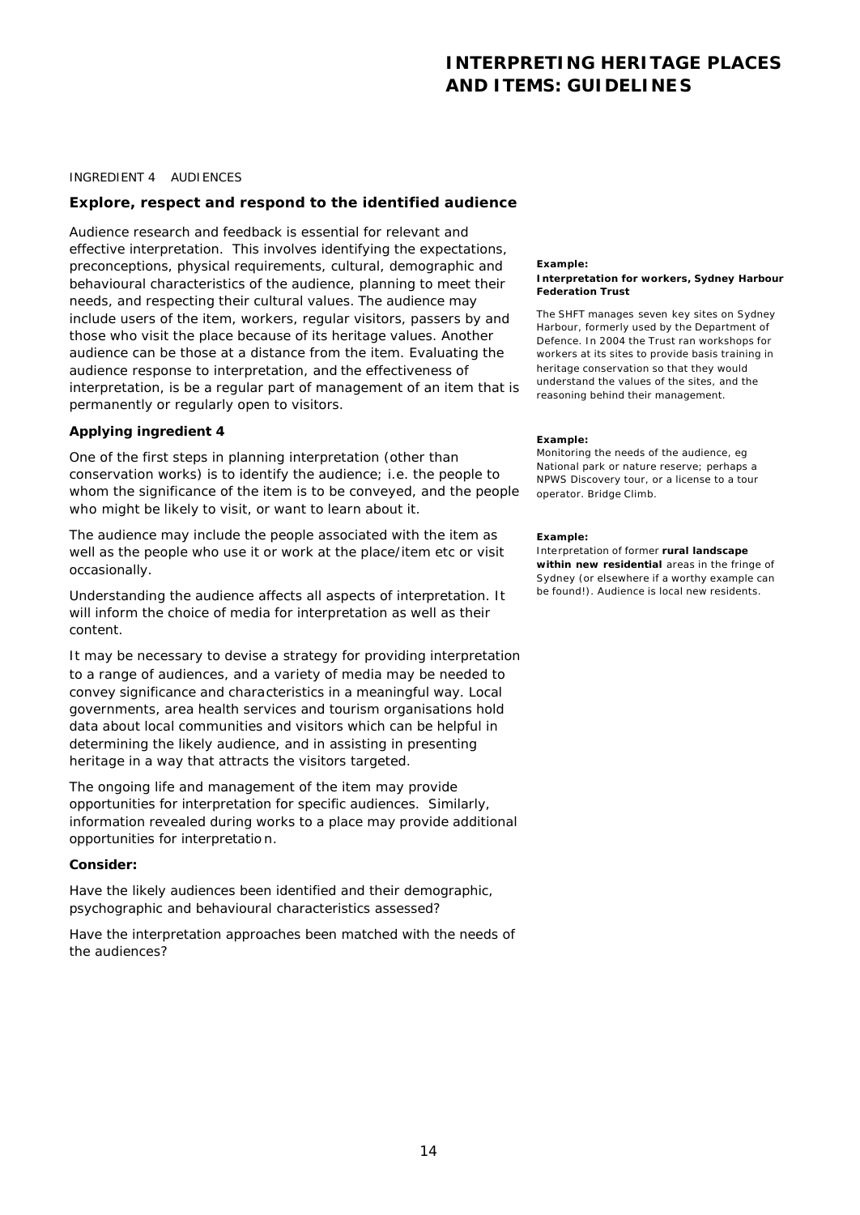INGREDIENT 4 AUDIENCES

### Explore, respect and respond to the identified audience

Audience research and feedback is essential for relevant and effective interpretation. This involves identifying the expectations, preconceptions, physical requirements, cultural, demographic and behavioural characteristics of the audience, planning to meet their needs, and respecting their cultural values. The audience may include users of the item, workers, regular visitors, passers by and those who visit the place because of its heritage values. Another audience can be those at a distance from the item. Evaluating the audience response to interpretation, and the effectiveness of interpretation, is be a regular part of management of an item that is permanently or regularly open to visitors.

#### Applying ingredient 4

One of the first steps in planning interpretation (other than conservation works) is to identify the audience; i.e. the people to whom the significance of the item is to be conveyed, and the people who might be likely to visit, or want to learn about it.

The audience may include the people associated with the item as well as the people who use it or work at the place/item etc or visit occasionally.

Understanding the audience affects all aspects of interpretation. It will inform the choice of media for interpretation as well as their content.

It may be necessary to devise a strategy for providing interpretation to a range of audiences, and a variety of media may be needed to convey significance and characteristics in a meaningful way. Local governments, area health services and tourism organisations hold data about local communities and visitors which can be helpful in determining the likely audience, and in assisting in presenting heritage in a way that attracts the visitors targeted.

The ongoing life and management of the item may provide opportunities for interpretation for specific audiences. Similarly, information revealed during works to a place may provide additional opportunities for interpretation.

**Consider:**

Have the likely audiences been identified and their demographic, psychographic and behavioural characteristics assessed?

Have the interpretation approaches been matched with the needs of the audiences?

**Example:**
**Interpretation for workers, Sydney Harbour Federation Trust**

The SHFT manages seven key sites on Sydney Harbour, formerly used by the Department of Defence. In 2004 the Trust ran workshops for workers at its sites to provide basis training in heritage conservation so that they would understand the values of the sites, and the reasoning behind their management.

**Example:**
Monitoring the needs of the audience, eg National park or nature reserve; perhaps a NPWS Discovery tour, or a license to a tour operator. Bridge Climb.

**Example:**
Interpretation of former **rural landscape within new residential** areas in the fringe of Sydney (or elsewhere if a worthy example can be found!). Audience is local new residents.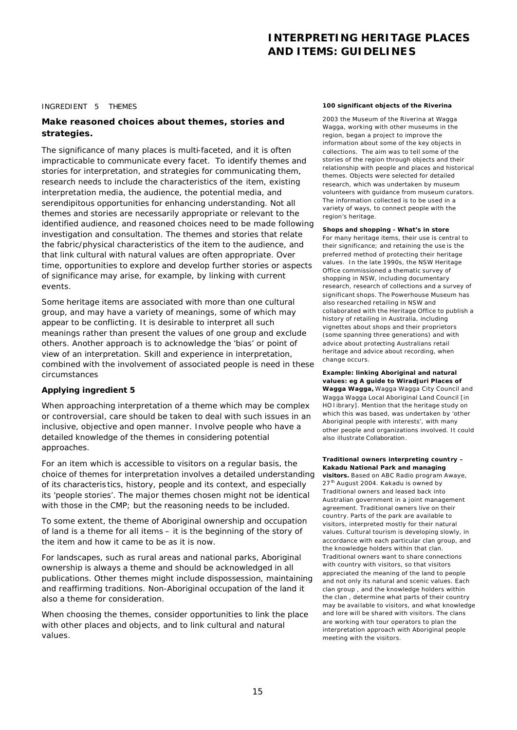INGREDIENT 5 THEMES

## Make reasoned choices about themes, stories and strategies.

The significance of many places is multi-faceted, and it is often impracticable to communicate every facet. To identify themes and stories for interpretation, and strategies for communicating them, research needs to include the characteristics of the item, existing interpretation media, the audience, the potential media, and serendipitous opportunities for enhancing understanding. Not all themes and stories are necessarily appropriate or relevant to the identified audience, and reasoned choices need to be made following investigation and consultation. The themes and stories that relate the fabric/physical characteristics of the item to the audience, and that link cultural with natural values are often appropriate. Over time, opportunities to explore and develop further stories or aspects of significance may arise, for example, by linking with current events.

Some heritage items are associated with more than one cultural group, and may have a variety of meanings, some of which may appear to be conflicting. It is desirable to interpret all such meanings rather than present the values of one group and exclude others. Another approach is to acknowledge the 'bias' or point of view of an interpretation. Skill and experience in interpretation, combined with the involvement of associated people is need in these circumstances

### Applying ingredient 5

When approaching interpretation of a theme which may be complex or controversial, care should be taken to deal with such issues in an inclusive, objective and open manner. Involve people who have a detailed knowledge of the themes in considering potential approaches.

For an item which is accessible to visitors on a regular basis, the choice of themes for interpretation involves a detailed understanding of its characteristics, history, people and its context, and especially its 'people stories'. The major themes chosen might not be identical with those in the CMP; but the reasoning needs to be included.

To some extent, the theme of Aboriginal ownership and occupation of land is a theme for all items – it is the beginning of the story of the item and how it came to be as it is now.

For landscapes, such as rural areas and national parks, Aboriginal ownership is always a theme and should be acknowledged in all publications. Other themes might include dispossession, maintaining and reaffirming traditions. Non-Aboriginal occupation of the land it also a theme for consideration.

When choosing the themes, consider opportunities to link the place with other places and objects, and to link cultural and natural values.

**100 significant objects of the Riverina**

2003 the Museum of the Riverina at Wagga Wagga, working with other museums in the region, began a project to improve the information about some of the key objects in collections. The aim was to tell some of the stories of the region through objects and their relationship with people and places and historical themes. Objects were selected for detailed research, which was undertaken by museum volunteers with guidance from museum curators. The information collected is to be used in a variety of ways, to connect people with the region's heritage.

**Shops and shopping - What's in store**

For many heritage items, their use is central to their significance; and retaining the use is the preferred method of protecting their heritage values. In the late 1990s, the NSW Heritage Office commissioned a thematic survey of shopping in NSW, including documentary research, research of collections and a survey of significant shops. The Powerhouse Museum has also researched retailing in NSW and collaborated with the Heritage Office to publish a history of retailing in Australia, including vignettes about shops and their proprietors (some spanning three generations) and with advice about protecting Australians retail heritage and advice about recording, when change occurs.

**Example: linking Aboriginal and natural values: eg A guide to Wiradjuri Places of Wagga Wagga,** Wagga Wagga City Council and Wagga Wagga Local Aboriginal Land Council [in HO library]. Mention that the heritage study on which this was based, was undertaken by 'other Aboriginal people with interests', with many other people and organizations involved. It could also illustrate Collaboration.

**Traditional owners interpreting country – Kakadu National Park and managing visitors.** Based on ABC Radio program Awaye, 27th August 2004. Kakadu is owned by Traditional owners and leased back into Australian government in a joint management agreement. Traditional owners live on their country. Parts of the park are available to visitors, interpreted mostly for their natural values. Cultural tourism is developing slowly, in accordance with each particular clan group, and the knowledge holders within that clan. Traditional owners want to share connections with country with visitors, so that visitors appreciated the meaning of the land to people and not only its natural and scenic values. Each clan group , and the knowledge holders within the clan , determine what parts of their country may be available to visitors, and what knowledge and lore will be shared with visitors. The clans are working with tour operators to plan the interpretation approach with Aboriginal people meeting with the visitors.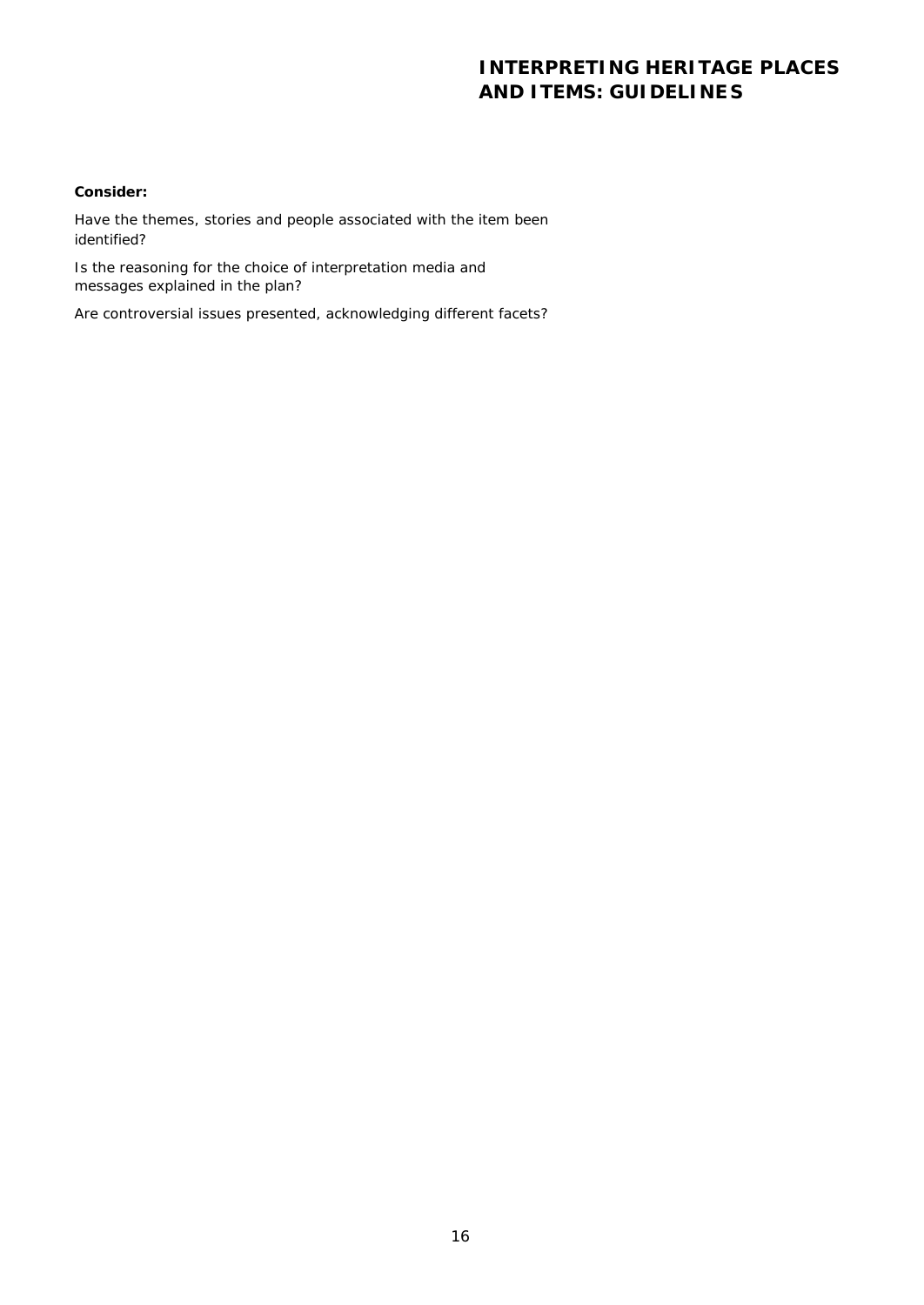**Consider:**

Have the themes, stories and people associated with the item been identified?

Is the reasoning for the choice of interpretation media and messages explained in the plan?

Are controversial issues presented, acknowledging different facets?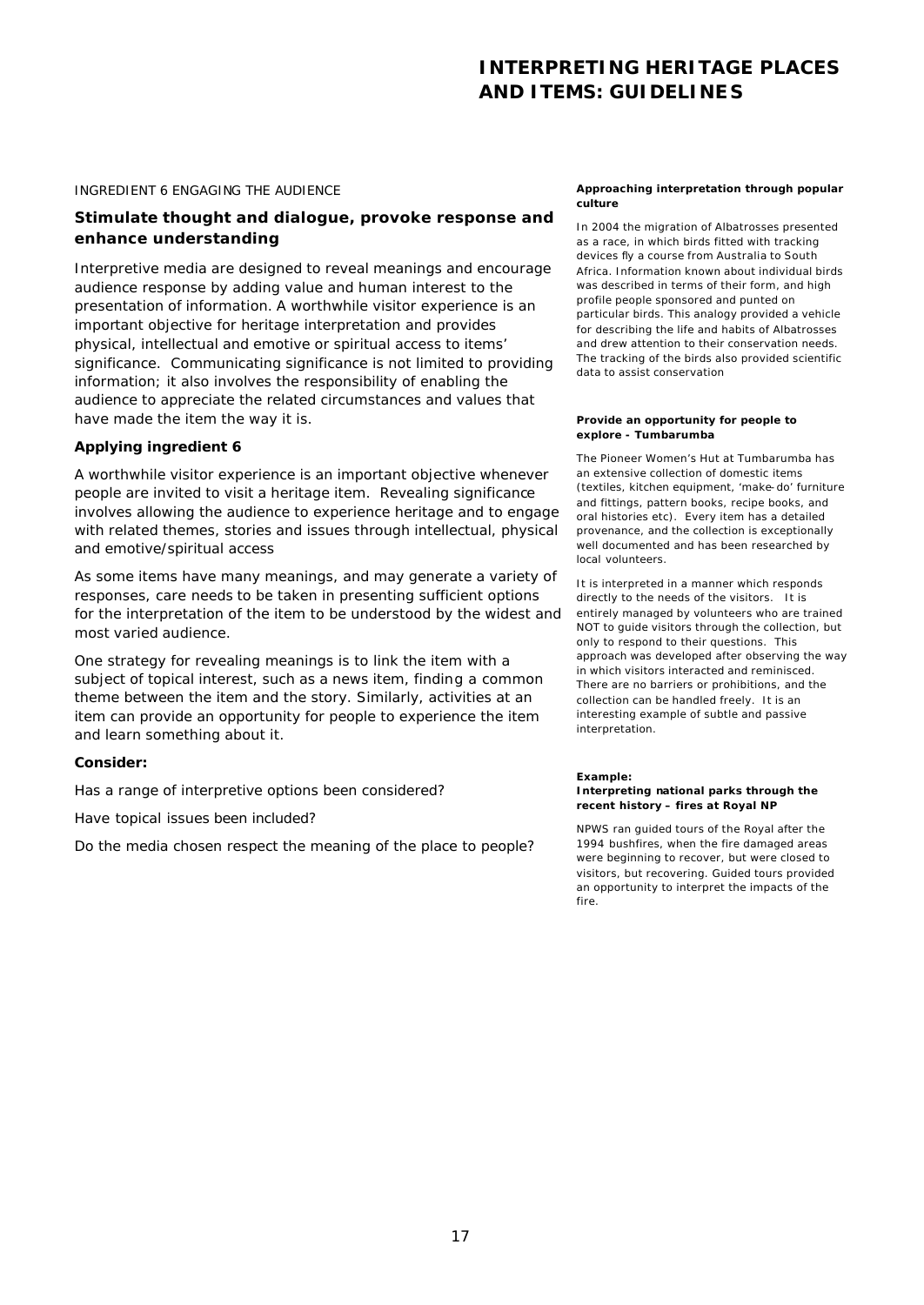INGREDIENT 6 ENGAGING THE AUDIENCE

## Stimulate thought and dialogue, provoke response and enhance understanding

Interpretive media are designed to reveal meanings and encourage audience response by adding value and human interest to the presentation of information. A worthwhile visitor experience is an important objective for heritage interpretation and provides physical, intellectual and emotive or spiritual access to items' significance. Communicating significance is not limited to providing information; it also involves the responsibility of enabling the audience to appreciate the related circumstances and values that have made the item the way it is.

### Applying ingredient 6

A worthwhile visitor experience is an important objective whenever people are invited to visit a heritage item. Revealing significance involves allowing the audience to experience heritage and to engage with related themes, stories and issues through intellectual, physical and emotive/spiritual access

As some items have many meanings, and may generate a variety of responses, care needs to be taken in presenting sufficient options for the interpretation of the item to be understood by the widest and most varied audience.

One strategy for revealing meanings is to link the item with a subject of topical interest, such as a news item, finding a common theme between the item and the story. Similarly, activities at an item can provide an opportunity for people to experience the item and learn something about it.

**Consider:**

Has a range of interpretive options been considered?

Have topical issues been included?

Do the media chosen respect the meaning of the place to people?

**Approaching interpretation through popular culture**

In 2004 the migration of Albatrosses presented as a race, in which birds fitted with tracking devices fly a course from Australia to South Africa. Information known about individual birds was described in terms of their form, and high profile people sponsored and punted on particular birds. This analogy provided a vehicle for describing the life and habits of Albatrosses and drew attention to their conservation needs. The tracking of the birds also provided scientific data to assist conservation

**Provide an opportunity for people to explore - Tumbarumba**

The Pioneer Women's Hut at Tumbarumba has an extensive collection of domestic items (textiles, kitchen equipment, 'make-do' furniture and fittings, pattern books, recipe books, and oral histories etc). Every item has a detailed provenance, and the collection is exceptionally well documented and has been researched by local volunteers.

It is interpreted in a manner which responds directly to the needs of the visitors. It is entirely managed by volunteers who are trained NOT to guide visitors through the collection, but only to respond to their questions. This approach was developed after observing the way in which visitors interacted and reminisced. There are no barriers or prohibitions, and the collection can be handled freely. It is an interesting example of subtle and passive interpretation.

**Example:**
**Interpreting national parks through the recent history – fires at Royal NP**

NPWS ran guided tours of the Royal after the 1994 bushfires, when the fire damaged areas were beginning to recover, but were closed to visitors, but recovering. Guided tours provided an opportunity to interpret the impacts of the fire.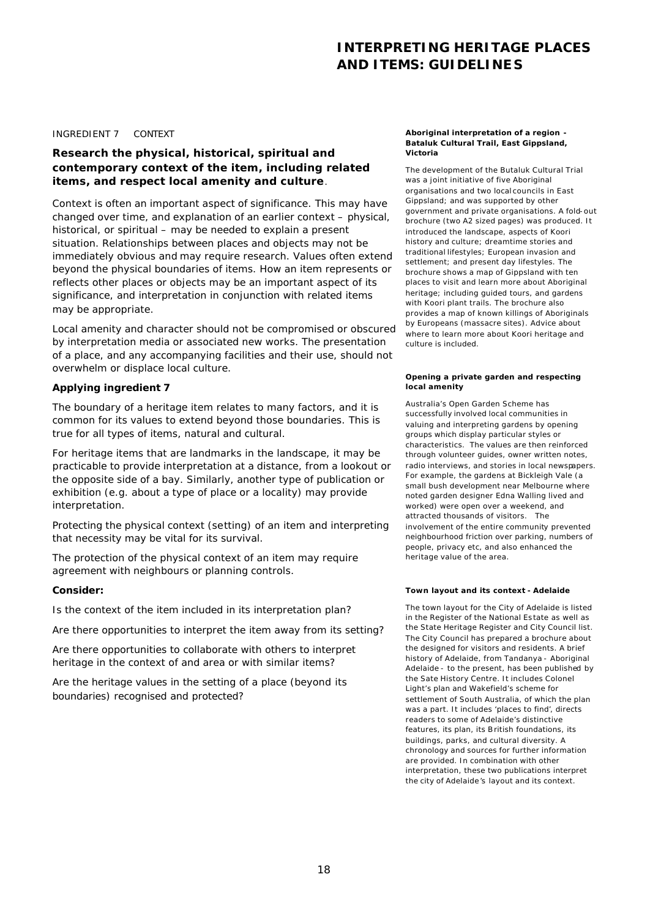INGREDIENT 7 CONTEXT

## Research the physical, historical, spiritual and contemporary context of the item, including related items, and respect local amenity and culture.

Context is often an important aspect of significance. This may have changed over time, and explanation of an earlier context – physical, historical, or spiritual – may be needed to explain a present situation. Relationships between places and objects may not be immediately obvious and may require research. Values often extend beyond the physical boundaries of items. How an item represents or reflects other places or objects may be an important aspect of its significance, and interpretation in conjunction with related items may be appropriate.

Local amenity and character should not be compromised or obscured by interpretation media or associated new works. The presentation of a place, and any accompanying facilities and their use, should not overwhelm or displace local culture.

### Applying ingredient 7

The boundary of a heritage item relates to many factors, and it is common for its values to extend beyond those boundaries. This is true for all types of items, natural and cultural.

For heritage items that are landmarks in the landscape, it may be practicable to provide interpretation at a distance, from a lookout or the opposite side of a bay. Similarly, another type of publication or exhibition (e.g. about a type of place or a locality) may provide interpretation.

Protecting the physical context (setting) of an item and interpreting that necessity may be vital for its survival.

The protection of the physical context of an item may require agreement with neighbours or planning controls.

### Consider:

Is the context of the item included in its interpretation plan?

Are there opportunities to interpret the item away from its setting?

Are there opportunities to collaborate with others to interpret heritage in the context of and area or with similar items?

Are the heritage values in the setting of a place (beyond its boundaries) recognised and protected?

**Aboriginal interpretation of a region - Bataluk Cultural Trail, East Gippsland, Victoria**

The development of the Butaluk Cultural Trial was a joint initiative of five Aboriginal organisations and two local councils in East Gippsland; and was supported by other government and private organisations. A fold-out brochure (two A2 sized pages) was produced. It introduced the landscape, aspects of Koori history and culture; dreamtime stories and traditional lifestyles; European invasion and settlement; and present day lifestyles. The brochure shows a map of Gippsland with ten places to visit and learn more about Aboriginal heritage; including guided tours, and gardens with Koori plant trails. The brochure also provides a map of known killings of Aboriginals by Europeans (massacre sites). Advice about where to learn more about Koori heritage and culture is included.

**Opening a private garden and respecting local amenity**

Australia's Open Garden Scheme has successfully involved local communities in valuing and interpreting gardens by opening groups which display particular styles or characteristics. The values are then reinforced through volunteer guides, owner written notes, radio interviews, and stories in local newspapers. For example, the gardens at Bickleigh Vale (a small bush development near Melbourne where noted garden designer Edna Walling lived and worked) were open over a weekend, and attracted thousands of visitors. The involvement of the entire community prevented neighbourhood friction over parking, numbers of people, privacy etc, and also enhanced the heritage value of the area.

**Town layout and its context - Adelaide**

The town layout for the City of Adelaide is listed in the Register of the National Estate as well as the State Heritage Register and City Council list. The City Council has prepared a brochure about the designed for visitors and residents. A brief history of Adelaide, from Tandanya - Aboriginal Adelaide - to the present, has been published by the Sate History Centre. It includes Colonel Light's plan and Wakefield's scheme for settlement of South Australia, of which the plan was a part. It includes 'places to find', directs readers to some of Adelaide's distinctive features, its plan, its British foundations, its buildings, parks, and cultural diversity. A chronology and sources for further information are provided. In combination with other interpretation, these two publications interpret the city of Adelaide's layout and its context.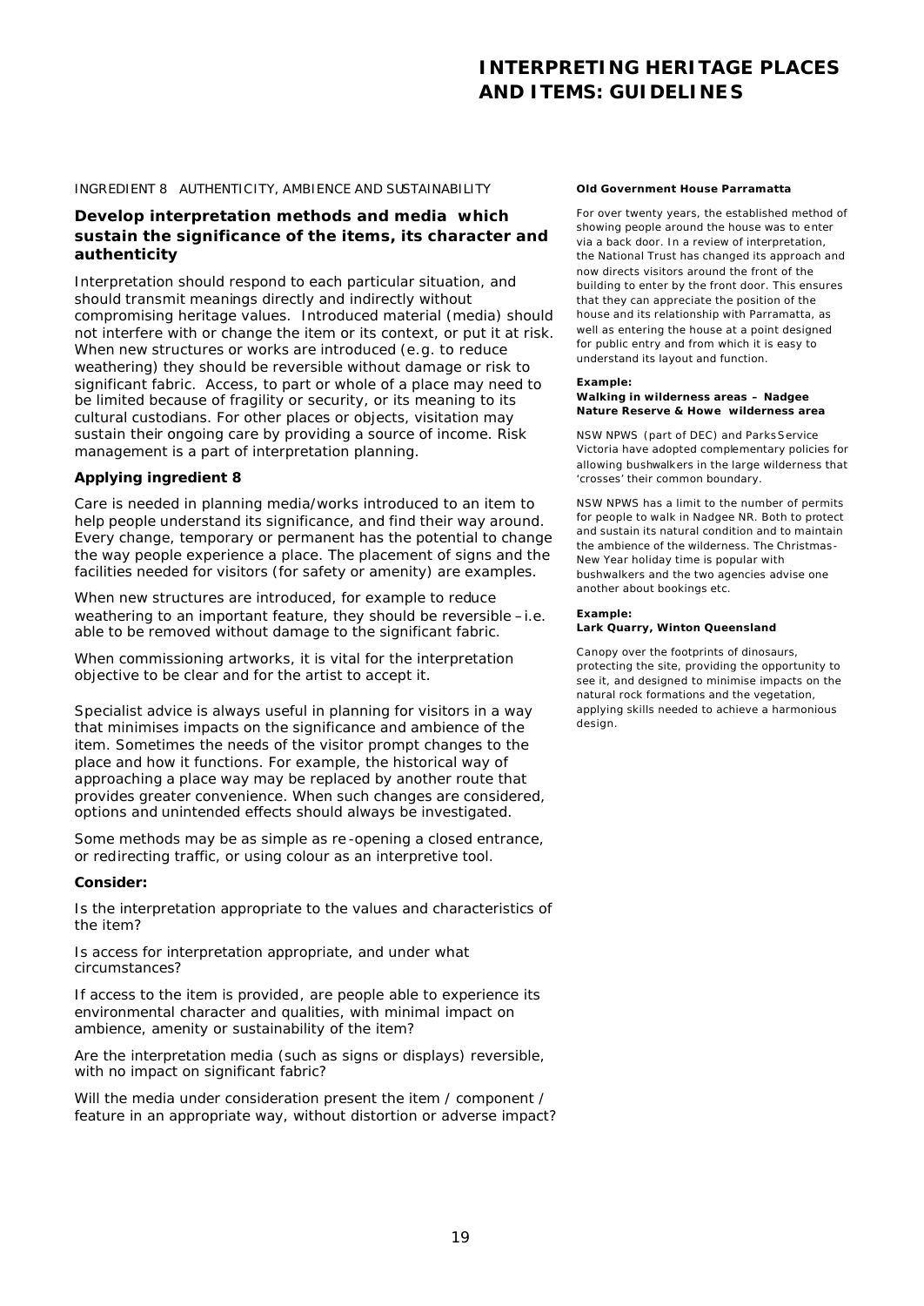INGREDIENT 8 AUTHENTICITY, AMBIENCE AND SUSTAINABILITY

## Develop interpretation methods and media which sustain the significance of the items, its character and authenticity

Interpretation should respond to each particular situation, and should transmit meanings directly and indirectly without compromising heritage values. Introduced material (media) should not interfere with or change the item or its context, or put it at risk. When new structures or works are introduced (e.g. to reduce weathering) they should be reversible without damage or risk to significant fabric. Access, to part or whole of a place may need to be limited because of fragility or security, or its meaning to its cultural custodians. For other places or objects, visitation may sustain their ongoing care by providing a source of income. Risk management is a part of interpretation planning.

### Applying ingredient 8

Care is needed in planning media/works introduced to an item to help people understand its significance, and find their way around. Every change, temporary or permanent has the potential to change the way people experience a place. The placement of signs and the facilities needed for visitors (for safety or amenity) are examples.

When new structures are introduced, for example to reduce weathering to an important feature, they should be reversible – i.e. able to be removed without damage to the significant fabric.

When commissioning artworks, it is vital for the interpretation objective to be clear and for the artist to accept it.

Specialist advice is always useful in planning for visitors in a way that minimises impacts on the significance and ambience of the item. Sometimes the needs of the visitor prompt changes to the place and how it functions. For example, the historical way of approaching a place way may be replaced by another route that provides greater convenience. When such changes are considered, options and unintended effects should always be investigated.

Some methods may be as simple as re-opening a closed entrance, or redirecting traffic, or using colour as an interpretive tool.

### Consider:

Is the interpretation appropriate to the values and characteristics of the item?

Is access for interpretation appropriate, and under what circumstances?

If access to the item is provided, are people able to experience its environmental character and qualities, with minimal impact on ambience, amenity or sustainability of the item?

Are the interpretation media (such as signs or displays) reversible, with no impact on significant fabric?

Will the media under consideration present the item / component / feature in an appropriate way, without distortion or adverse impact?

**Old Government House Parramatta**

For over twenty years, the established method of showing people around the house was to enter via a back door. In a review of interpretation, the National Trust has changed its approach and now directs visitors around the front of the building to enter by the front door. This ensures that they can appreciate the position of the house and its relationship with Parramatta, as well as entering the house at a point designed for public entry and from which it is easy to understand its layout and function.

**Example:**
**Walking in wilderness areas – Nadgee Nature Reserve & Howe wilderness area**

NSW NPWS (part of DEC) and Parks Service Victoria have adopted complementary policies for allowing bushwalkers in the large wilderness that 'crosses' their common boundary.

NSW NPWS has a limit to the number of permits for people to walk in Nadgee NR. Both to protect and sustain its natural condition and to maintain the ambience of the wilderness. The Christmas-New Year holiday time is popular with bushwalkers and the two agencies advise one another about bookings etc.

**Example:**
**Lark Quarry, Winton Queensland**

Canopy over the footprints of dinosaurs, protecting the site, providing the opportunity to see it, and designed to minimise impacts on the natural rock formations and the vegetation, applying skills needed to achieve a harmonious design.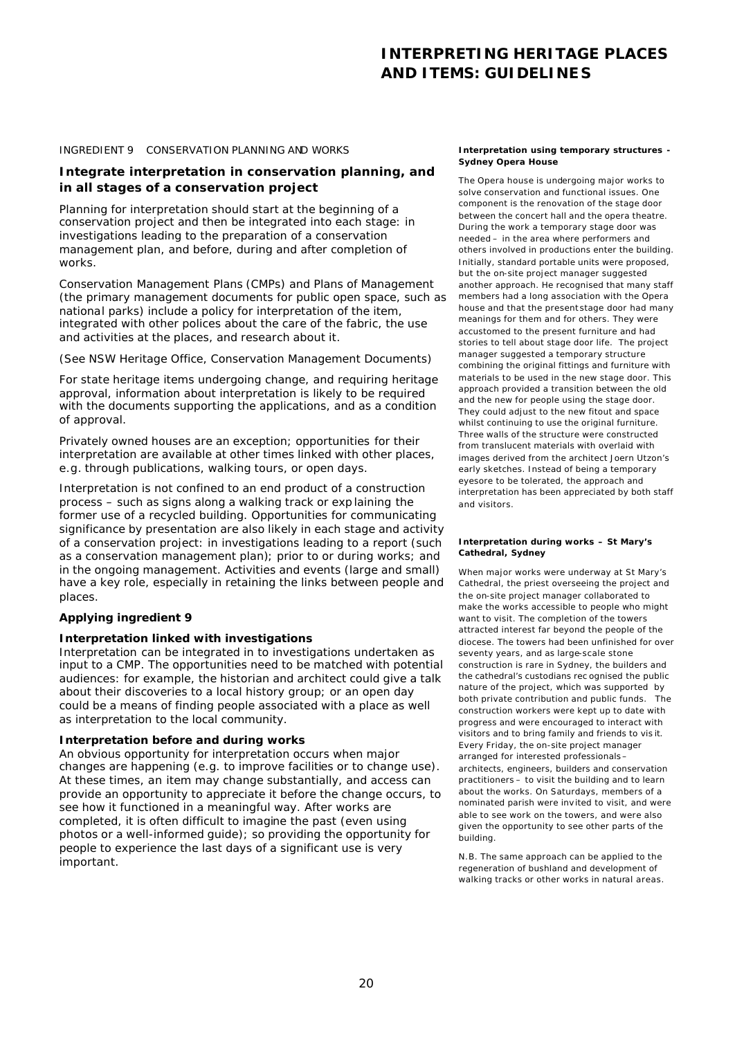INGREDIENT 9 CONSERVATION PLANNING AND WORKS

## Integrate interpretation in conservation planning, and in all stages of a conservation project

Planning for interpretation should start at the beginning of a conservation project and then be integrated into each stage: in investigations leading to the preparation of a conservation management plan, and before, during and after completion of works.

Conservation Management Plans (CMPs) and Plans of Management (the primary management documents for public open space, such as national parks) include a policy for interpretation of the item, integrated with other polices about the care of the fabric, the use and activities at the places, and research about it.

(See NSW Heritage Office, Conservation Management Documents)

For state heritage items undergoing change, and requiring heritage approval, information about interpretation is likely to be required with the documents supporting the applications, and as a condition of approval.

Privately owned houses are an exception; opportunities for their interpretation are available at other times linked with other places, e.g. through publications, walking tours, or open days.

Interpretation is not confined to an end product of a construction process – such as signs along a walking track or explaining the former use of a recycled building. Opportunities for communicating significance by presentation are also likely in each stage and activity of a conservation project: in investigations leading to a report (such as a conservation management plan); prior to or during works; and in the ongoing management. Activities and events (large and small) have a key role, especially in retaining the links between people and places.

### Applying ingredient 9

**Interpretation linked with investigations**

Interpretation can be integrated in to investigations undertaken as input to a CMP. The opportunities need to be matched with potential audiences: for example, the historian and architect could give a talk about their discoveries to a local history group; or an open day could be a means of finding people associated with a place as well as interpretation to the local community.

**Interpretation before and during works**

An obvious opportunity for interpretation occurs when major changes are happening (e.g. to improve facilities or to change use). At these times, an item may change substantially, and access can provide an opportunity to appreciate it before the change occurs, to see how it functioned in a meaningful way. After works are completed, it is often difficult to imagine the past (even using photos or a well-informed guide); so providing the opportunity for people to experience the last days of a significant use is very important.

**Interpretation using temporary structures - Sydney Opera House**

The Opera house is undergoing major works to solve conservation and functional issues. One component is the renovation of the stage door between the concert hall and the opera theatre. During the work a temporary stage door was needed – in the area where performers and others involved in productions enter the building. Initially, standard portable units were proposed, but the on-site project manager suggested another approach. He recognised that many staff members had a long association with the Opera house and that the present stage door had many meanings for them and for others. They were accustomed to the present furniture and had stories to tell about stage door life. The project manager suggested a temporary structure combining the original fittings and furniture with materials to be used in the new stage door. This approach provided a transition between the old and the new for people using the stage door. They could adjust to the new fitout and space whilst continuing to use the original furniture. Three walls of the structure were constructed from translucent materials with overlaid with images derived from the architect Joern Utzon's early sketches. Instead of being a temporary eyesore to be tolerated, the approach and interpretation has been appreciated by both staff and visitors.

**Interpretation during works – St Mary's Cathedral, Sydney**

When major works were underway at St Mary's Cathedral, the priest overseeing the project and the on-site project manager collaborated to make the works accessible to people who might want to visit. The completion of the towers attracted interest far beyond the people of the diocese. The towers had been unfinished for over seventy years, and as large-scale stone construction is rare in Sydney, the builders and the cathedral's custodians recognised the public nature of the project, which was supported by both private contribution and public funds. The construction workers were kept up to date with progress and were encouraged to interact with visitors and to bring family and friends to visit. Every Friday, the on-site project manager arranged for interested professionals – architects, engineers, builders and conservation practitioners – to visit the building and to learn about the works. On Saturdays, members of a nominated parish were invited to visit, and were able to see work on the towers, and were also given the opportunity to see other parts of the building.

N.B. The same approach can be applied to the regeneration of bushland and development of walking tracks or other works in natural areas.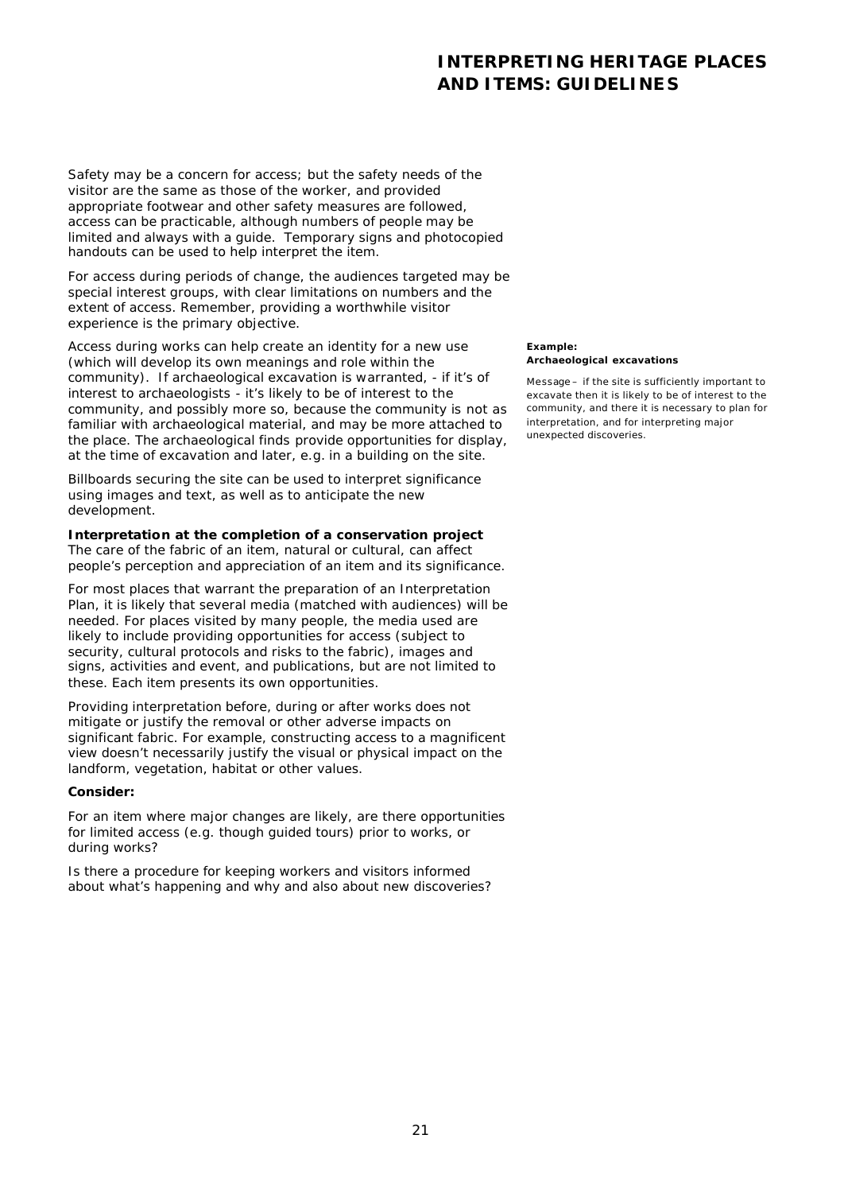Safety may be a concern for access; but the safety needs of the visitor are the same as those of the worker, and provided appropriate footwear and other safety measures are followed, access can be practicable, although numbers of people may be limited and always with a guide. Temporary signs and photocopied handouts can be used to help interpret the item.

For access during periods of change, the audiences targeted may be special interest groups, with clear limitations on numbers and the extent of access. Remember, providing a worthwhile visitor experience is the primary objective.

Access during works can help create an identity for a new use (which will develop its own meanings and role within the community). If archaeological excavation is warranted, - if it's of interest to archaeologists - it's likely to be of interest to the community, and possibly more so, because the community is not as familiar with archaeological material, and may be more attached to the place. The archaeological finds provide opportunities for display, at the time of excavation and later, e.g. in a building on the site.

**Example:**
**Archaeological excavations**

*Message* – if the site is sufficiently important to excavate then it is likely to be of interest to the community, and there it is necessary to plan for interpretation, and for interpreting major unexpected discoveries.

Billboards securing the site can be used to interpret significance using images and text, as well as to anticipate the new development.

**Interpretation at the completion of a conservation project**

The care of the fabric of an item, natural or cultural, can affect people's perception and appreciation of an item and its significance.

For most places that warrant the preparation of an Interpretation Plan, it is likely that several media (matched with audiences) will be needed. For places visited by many people, the media used are likely to include providing opportunities for access (subject to security, cultural protocols and risks to the fabric), images and signs, activities and event, and publications, but are not limited to these. Each item presents its own opportunities.

Providing interpretation before, during or after works does not mitigate or justify the removal or other adverse impacts on significant fabric. For example, constructing access to a magnificent view doesn't necessarily justify the visual or physical impact on the landform, vegetation, habitat or other values.

**Consider:**

For an item where major changes are likely, are there opportunities for limited access (e.g. though guided tours) prior to works, or during works?

Is there a procedure for keeping workers and visitors informed about what's happening and why and also about new discoveries?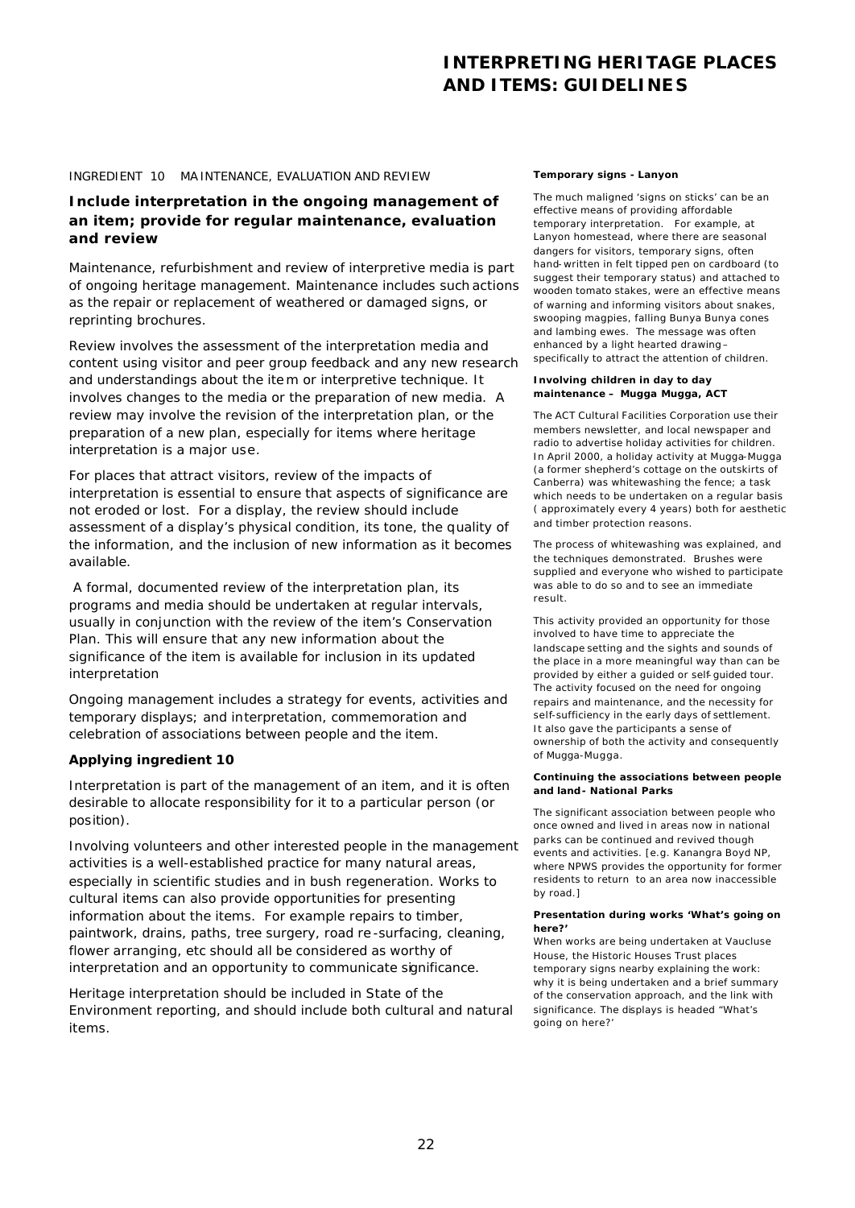INGREDIENT 10 MAINTENANCE, EVALUATION AND REVIEW

## Include interpretation in the ongoing management of an item; provide for regular maintenance, evaluation and review

Maintenance, refurbishment and review of interpretive media is part of ongoing heritage management. Maintenance includes such actions as the repair or replacement of weathered or damaged signs, or reprinting brochures.

Review involves the assessment of the interpretation media and content using visitor and peer group feedback and any new research and understandings about the item or interpretive technique. It involves changes to the media or the preparation of new media. A review may involve the revision of the interpretation plan, or the preparation of a new plan, especially for items where heritage interpretation is a major use.

For places that attract visitors, review of the impacts of interpretation is essential to ensure that aspects of significance are not eroded or lost. For a display, the review should include assessment of a display's physical condition, its tone, the quality of the information, and the inclusion of new information as it becomes available.

A formal, documented review of the interpretation plan, its programs and media should be undertaken at regular intervals, usually in conjunction with the review of the item's Conservation Plan. This will ensure that any new information about the significance of the item is available for inclusion in its updated interpretation

Ongoing management includes a strategy for events, activities and temporary displays; and interpretation, commemoration and celebration of associations between people and the item.

### Applying ingredient 10

Interpretation is part of the management of an item, and it is often desirable to allocate responsibility for it to a particular person (or position).

Involving volunteers and other interested people in the management activities is a well-established practice for many natural areas, especially in scientific studies and in bush regeneration. Works to cultural items can also provide opportunities for presenting information about the items. For example repairs to timber, paintwork, drains, paths, tree surgery, road re-surfacing, cleaning, flower arranging, etc should all be considered as worthy of interpretation and an opportunity to communicate significance.

Heritage interpretation should be included in State of the Environment reporting, and should include both cultural and natural items.

**Temporary signs - Lanyon**

The much maligned 'signs on sticks' can be an effective means of providing affordable temporary interpretation. For example, at Lanyon homestead, where there are seasonal dangers for visitors, temporary signs, often hand-written in felt tipped pen on cardboard (to suggest their temporary status) and attached to wooden tomato stakes, were an effective means of warning and informing visitors about snakes, swooping magpies, falling Bunya Bunya cones and lambing ewes. The message was often enhanced by a light hearted drawing – specifically to attract the attention of children.

**Involving children in day to day maintenance – Mugga Mugga, ACT**

The ACT Cultural Facilities Corporation use their members newsletter, and local newspaper and radio to advertise holiday activities for children. In April 2000, a holiday activity at Mugga-Mugga (a former shepherd's cottage on the outskirts of Canberra) was whitewashing the fence; a task which needs to be undertaken on a regular basis ( approximately every 4 years) both for aesthetic and timber protection reasons.

The process of whitewashing was explained, and the techniques demonstrated. Brushes were supplied and everyone who wished to participate was able to do so and to see an immediate result.

This activity provided an opportunity for those involved to have time to appreciate the landscape setting and the sights and sounds of the place in a more meaningful way than can be provided by either a guided or self-guided tour. The activity focused on the need for ongoing repairs and maintenance, and the necessity for self-sufficiency in the early days of settlement. It also gave the participants a sense of ownership of both the activity and consequently of Mugga-Mugga.

**Continuing the associations between people and land - National Parks**

The significant association between people who once owned and lived in areas now in national parks can be continued and revived though events and activities. [e.g. Kanangra Boyd NP, where NPWS provides the opportunity for former residents to return to an area now inaccessible by road.]

**Presentation during works 'What's going on here?'**

When works are being undertaken at Vaucluse House, the Historic Houses Trust places temporary signs nearby explaining the work: why it is being undertaken and a brief summary of the conservation approach, and the link with significance. The displays is headed "What's going on here?'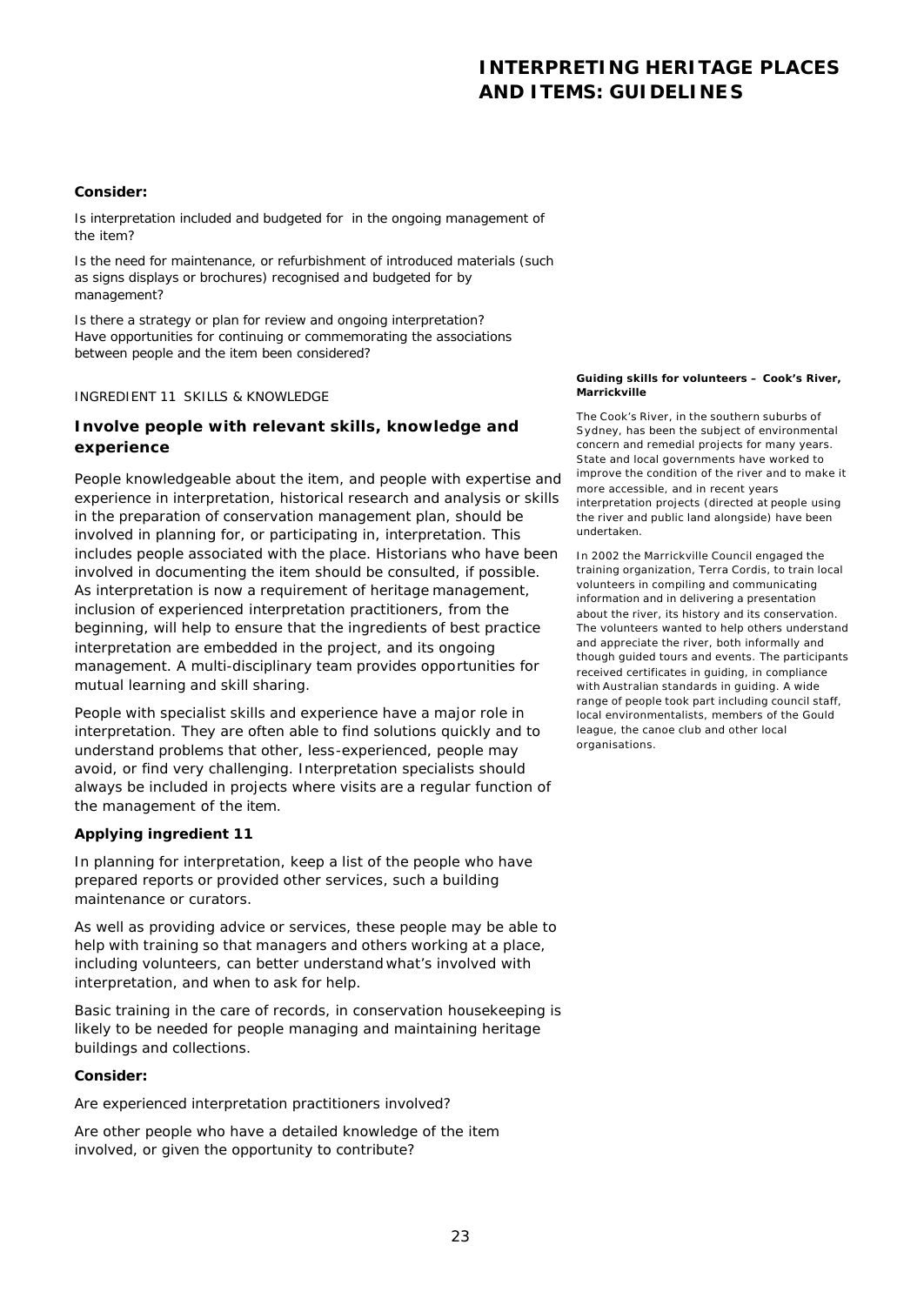**Consider:**

Is interpretation included and budgeted for in the ongoing management of the item?

Is the need for maintenance, or refurbishment of introduced materials (such as signs displays or brochures) recognised and budgeted for by management?

Is there a strategy or plan for review and ongoing interpretation? Have opportunities for continuing or commemorating the associations between people and the item been considered?

INGREDIENT 11 SKILLS & KNOWLEDGE

### Involve people with relevant skills, knowledge and experience

People knowledgeable about the item, and people with expertise and experience in interpretation, historical research and analysis or skills in the preparation of conservation management plan, should be involved in planning for, or participating in, interpretation. This includes people associated with the place. Historians who have been involved in documenting the item should be consulted, if possible. As interpretation is now a requirement of heritage management, inclusion of experienced interpretation practitioners, from the beginning, will help to ensure that the ingredients of best practice interpretation are embedded in the project, and its ongoing management. A multi-disciplinary team provides opportunities for mutual learning and skill sharing.

People with specialist skills and experience have a major role in interpretation. They are often able to find solutions quickly and to understand problems that other, less-experienced, people may avoid, or find very challenging. Interpretation specialists should always be included in projects where visits are a regular function of the management of the item.

**Applying ingredient 11**

In planning for interpretation, keep a list of the people who have prepared reports or provided other services, such a building maintenance or curators.

As well as providing advice or services, these people may be able to help with training so that managers and others working at a place, including volunteers, can better understand what's involved with interpretation, and when to ask for help.

Basic training in the care of records, in conservation housekeeping is likely to be needed for people managing and maintaining heritage buildings and collections.

**Consider:**

Are experienced interpretation practitioners involved?

Are other people who have a detailed knowledge of the item involved, or given the opportunity to contribute?

**Guiding skills for volunteers – Cook's River, Marrickville**

The Cook's River, in the southern suburbs of Sydney, has been the subject of environmental concern and remedial projects for many years. State and local governments have worked to improve the condition of the river and to make it more accessible, and in recent years interpretation projects (directed at people using the river and public land alongside) have been undertaken.

In 2002 the Marrickville Council engaged the training organization, Terra Cordis, to train local volunteers in compiling and communicating information and in delivering a presentation about the river, its history and its conservation. The volunteers wanted to help others understand and appreciate the river, both informally and though guided tours and events. The participants received certificates in guiding, in compliance with Australian standards in guiding. A wide range of people took part including council staff, local environmentalists, members of the Gould league, the canoe club and other local organisations.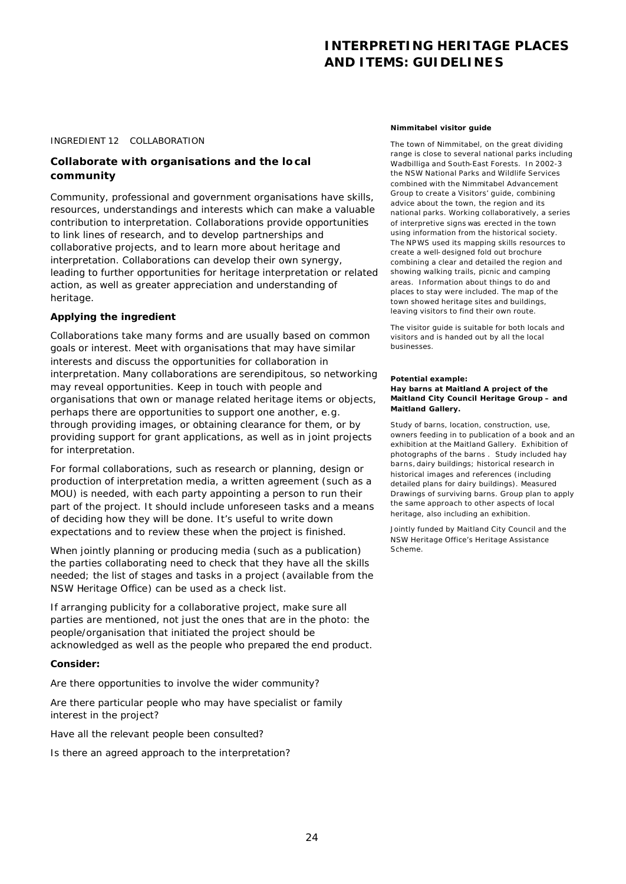INGREDIENT 12 COLLABORATION

## Collaborate with organisations and the local community

Community, professional and government organisations have skills, resources, understandings and interests which can make a valuable contribution to interpretation. Collaborations provide opportunities to link lines of research, and to develop partnerships and collaborative projects, and to learn more about heritage and interpretation. Collaborations can develop their own synergy, leading to further opportunities for heritage interpretation or related action, as well as greater appreciation and understanding of heritage.

### Applying the ingredient

Collaborations take many forms and are usually based on common goals or interest. Meet with organisations that may have similar interests and discuss the opportunities for collaboration in interpretation. Many collaborations are serendipitous, so networking may reveal opportunities. Keep in touch with people and organisations that own or manage related heritage items or objects, perhaps there are opportunities to support one another, e.g. through providing images, or obtaining clearance for them, or by providing support for grant applications, as well as in joint projects for interpretation.

For formal collaborations, such as research or planning, design or production of interpretation media, a written agreement (such as a MOU) is needed, with each party appointing a person to run their part of the project. It should include unforeseen tasks and a means of deciding how they will be done. It's useful to write down expectations and to review these when the project is finished.

When jointly planning or producing media (such as a publication) the parties collaborating need to check that they have all the skills needed; the list of stages and tasks in a project (available from the NSW Heritage Office) can be used as a check list.

If arranging publicity for a collaborative project, make sure all parties are mentioned, not just the ones that are in the photo: the people/organisation that initiated the project should be acknowledged as well as the people who prepared the end product.

### Consider:

Are there opportunities to involve the wider community?

Are there particular people who may have specialist or family interest in the project?

Have all the relevant people been consulted?

Is there an agreed approach to the interpretation?

**Nimmitabel visitor guide**

The town of Nimmitabel, on the great dividing range is close to several national parks including Wadbilliga and South-East Forests. In 2002-3 the NSW National Parks and Wildlife Services combined with the Nimmitabel Advancement Group to create a Visitors' guide, combining advice about the town, the region and its national parks. Working collaboratively, a series of interpretive signs was erected in the town using information from the historical society. The NPWS used its mapping skills resources to create a well-designed fold out brochure combining a clear and detailed the region and showing walking trails, picnic and camping areas. Information about things to do and places to stay were included. The map of the town showed heritage sites and buildings, leaving visitors to find their own route.

The visitor guide is suitable for both locals and visitors and is handed out by all the local businesses.

**Potential example:**
**Hay barns at Maitland A project of the Maitland City Council Heritage Group – and Maitland Gallery.**

Study of barns, location, construction, use, owners feeding in to publication of a book and an exhibition at the Maitland Gallery. Exhibition of photographs of the barns . Study included hay barns, dairy buildings; historical research in historical images and references (including detailed plans for dairy buildings). Measured Drawings of surviving barns. Group plan to apply the same approach to other aspects of local heritage, also including an exhibition.

Jointly funded by Maitland City Council and the NSW Heritage Office's Heritage Assistance Scheme.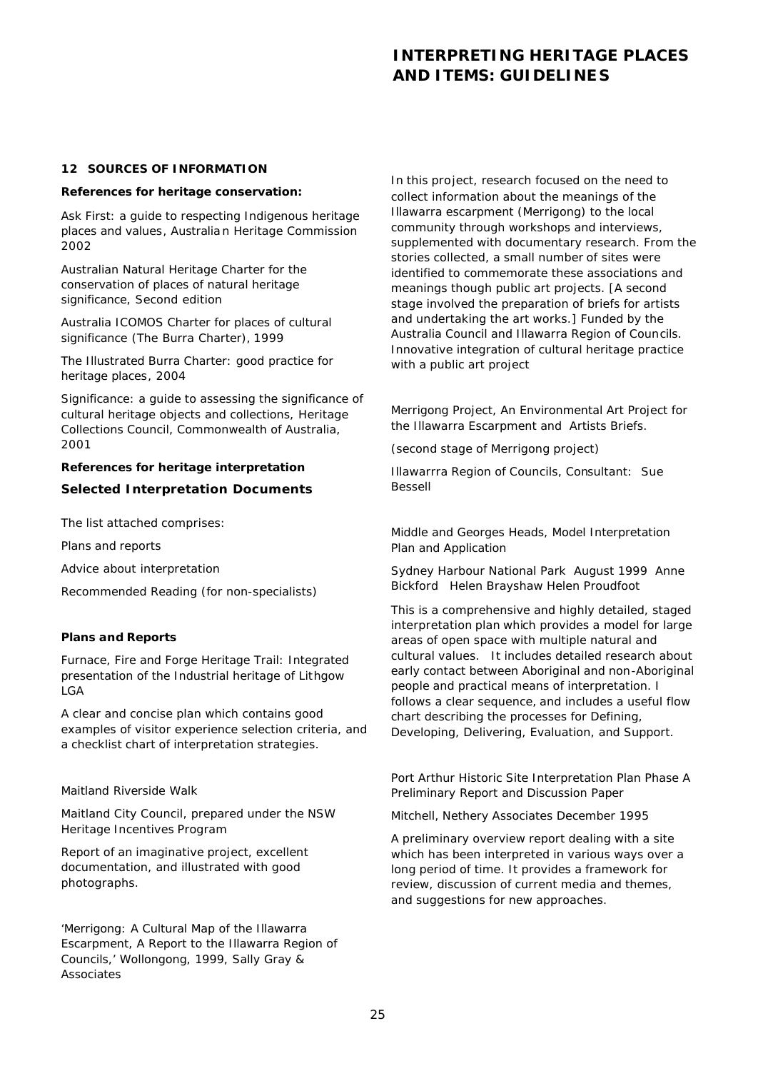## 12 SOURCES OF INFORMATION

**References for heritage conservation:**

Ask First: a guide to respecting Indigenous heritage places and values, Australian Heritage Commission 2002

Australian Natural Heritage Charter for the conservation of places of natural heritage significance, Second edition

Australia ICOMOS Charter for places of cultural significance (The Burra Charter), 1999

The Illustrated Burra Charter: good practice for heritage places, 2004

Significance: a guide to assessing the significance of cultural heritage objects and collections, Heritage Collections Council, Commonwealth of Australia, 2001

**References for heritage interpretation**

### Selected Interpretation Documents

The list attached comprises:

Plans and reports

Advice about interpretation

Recommended Reading (for non-specialists)

**Plans and Reports**

Furnace, Fire and Forge Heritage Trail: Integrated presentation of the Industrial heritage of Lithgow LGA

A clear and concise plan which contains good examples of visitor experience selection criteria, and a checklist chart of interpretation strategies.

Maitland Riverside Walk

Maitland City Council, prepared under the NSW Heritage Incentives Program

Report of an imaginative project, excellent documentation, and illustrated with good photographs.

'Merrigong: A Cultural Map of the Illawarra Escarpment, A Report to the Illawarra Region of Councils,' Wollongong, 1999, Sally Gray & Associates

In this project, research focused on the need to collect information about the meanings of the Illawarra escarpment (Merrigong) to the local community through workshops and interviews, supplemented with documentary research. From the stories collected, a small number of sites were identified to commemorate these associations and meanings though public art projects. [A second stage involved the preparation of briefs for artists and undertaking the art works.] Funded by the Australia Council and Illawarra Region of Councils. Innovative integration of cultural heritage practice with a public art project

Merrigong Project, An Environmental Art Project for the Illawarra Escarpment and Artists Briefs.

(second stage of Merrigong project)

Illawarrra Region of Councils, Consultant: Sue Bessell

Middle and Georges Heads, Model Interpretation Plan and Application

Sydney Harbour National Park August 1999 Anne Bickford Helen Brayshaw Helen Proudfoot

This is a comprehensive and highly detailed, staged interpretation plan which provides a model for large areas of open space with multiple natural and cultural values. It includes detailed research about early contact between Aboriginal and non-Aboriginal people and practical means of interpretation. I follows a clear sequence, and includes a useful flow chart describing the processes for Defining, Developing, Delivering, Evaluation, and Support.

Port Arthur Historic Site Interpretation Plan Phase A Preliminary Report and Discussion Paper

Mitchell, Nethery Associates December 1995

A preliminary overview report dealing with a site which has been interpreted in various ways over a long period of time. It provides a framework for review, discussion of current media and themes, and suggestions for new approaches.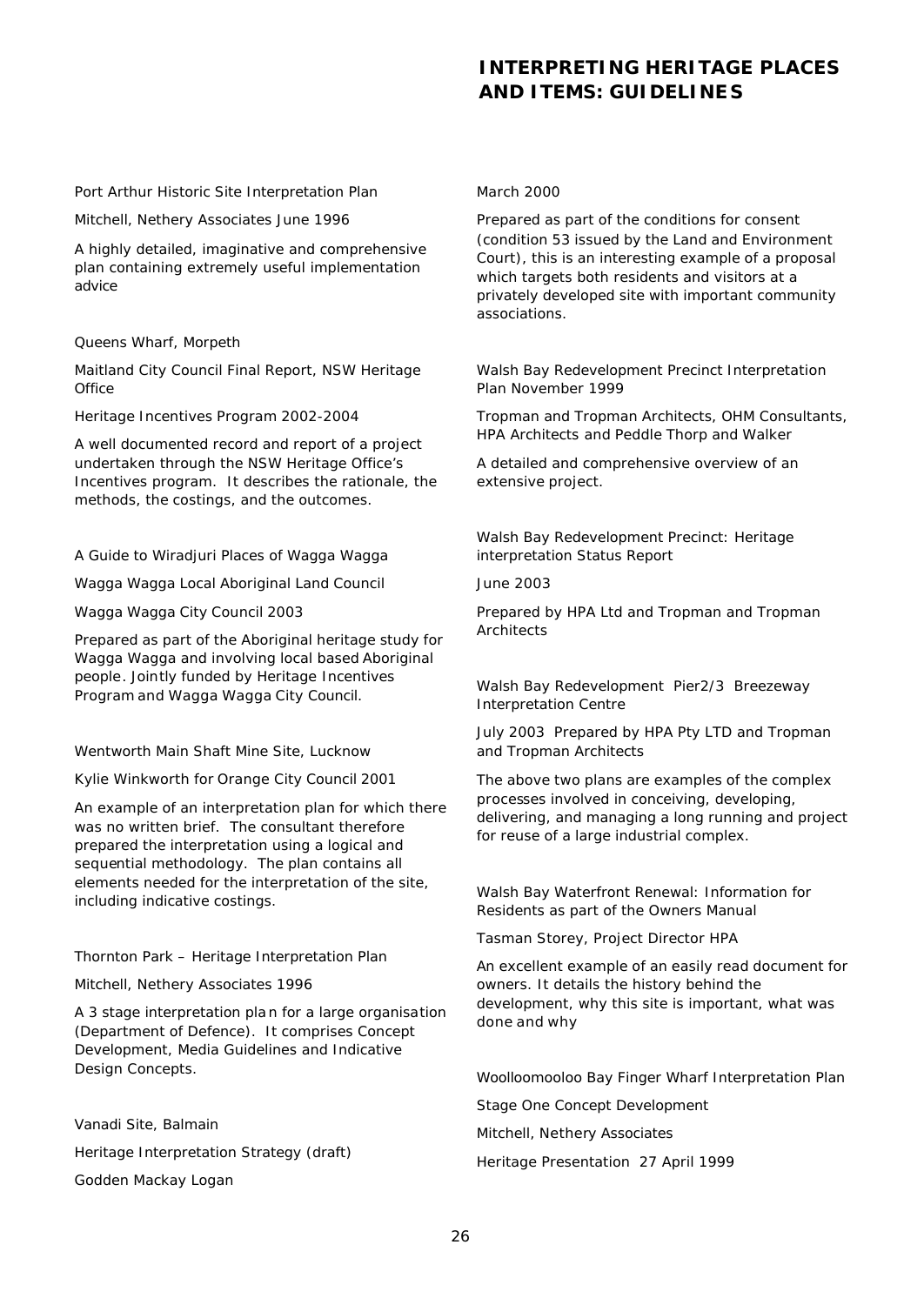Port Arthur Historic Site Interpretation Plan

Mitchell, Nethery Associates June 1996

A highly detailed, imaginative and comprehensive plan containing extremely useful implementation advice

Queens Wharf, Morpeth

Maitland City Council Final Report, NSW Heritage Office

Heritage Incentives Program 2002-2004

A well documented record and report of a project undertaken through the NSW Heritage Office's Incentives program. It describes the rationale, the methods, the costings, and the outcomes.

A Guide to Wiradjuri Places of Wagga Wagga

Wagga Wagga Local Aboriginal Land Council

Wagga Wagga City Council 2003

Prepared as part of the Aboriginal heritage study for Wagga Wagga and involving local based Aboriginal people. Jointly funded by Heritage Incentives Program and Wagga Wagga City Council.

Wentworth Main Shaft Mine Site, Lucknow

Kylie Winkworth for Orange City Council 2001

An example of an interpretation plan for which there was no written brief. The consultant therefore prepared the interpretation using a logical and sequential methodology. The plan contains all elements needed for the interpretation of the site, including indicative costings.

Thornton Park – Heritage Interpretation Plan

Mitchell, Nethery Associates 1996

A 3 stage interpretation plan for a large organisation (Department of Defence). It comprises Concept Development, Media Guidelines and Indicative Design Concepts.

Vanadi Site, Balmain

Heritage Interpretation Strategy (draft)

Godden Mackay Logan

March 2000

Prepared as part of the conditions for consent (condition 53 issued by the Land and Environment Court), this is an interesting example of a proposal which targets both residents and visitors at a privately developed site with important community associations.

Walsh Bay Redevelopment Precinct Interpretation Plan November 1999

Tropman and Tropman Architects, OHM Consultants, HPA Architects and Peddle Thorp and Walker

A detailed and comprehensive overview of an extensive project.

Walsh Bay Redevelopment Precinct: Heritage interpretation Status Report

June 2003

Prepared by HPA Ltd and Tropman and Tropman Architects

Walsh Bay Redevelopment Pier2/3 Breezeway Interpretation Centre

July 2003 Prepared by HPA Pty LTD and Tropman and Tropman Architects

The above two plans are examples of the complex processes involved in conceiving, developing, delivering, and managing a long running and project for reuse of a large industrial complex.

Walsh Bay Waterfront Renewal: Information for Residents as part of the Owners Manual

Tasman Storey, Project Director HPA

An excellent example of an easily read document for owners. It details the history behind the development, why this site is important, what was done and why

Woolloomooloo Bay Finger Wharf Interpretation Plan

Stage One Concept Development

Mitchell, Nethery Associates

Heritage Presentation 27 April 1999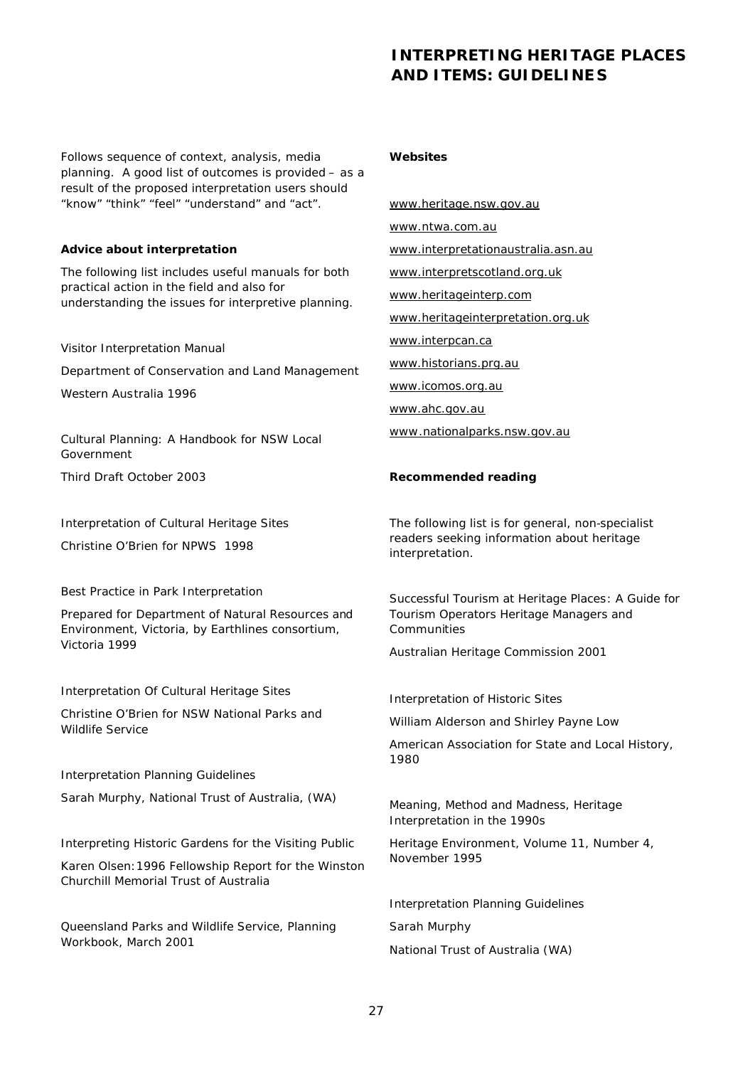Follows sequence of context, analysis, media planning. A good list of outcomes is provided – as a result of the proposed interpretation users should "know" "think" "feel" "understand" and "act".

**Advice about interpretation**

The following list includes useful manuals for both practical action in the field and also for understanding the issues for interpretive planning.

Visitor Interpretation Manual

Department of Conservation and Land Management

Western Australia 1996

Cultural Planning: A Handbook for NSW Local Government

Third Draft October 2003

Interpretation of Cultural Heritage Sites

Christine O'Brien for NPWS 1998

Best Practice in Park Interpretation

Prepared for Department of Natural Resources and Environment, Victoria, by Earthlines consortium, Victoria 1999

Interpretation Of Cultural Heritage Sites

Christine O'Brien for NSW National Parks and Wildlife Service

Interpretation Planning Guidelines

Sarah Murphy, National Trust of Australia, (WA)

Interpreting Historic Gardens for the Visiting Public

Karen Olsen: 1996 Fellowship Report for the Winston Churchill Memorial Trust of Australia

Queensland Parks and Wildlife Service, Planning Workbook, March 2001

**Websites**

www.heritage.nsw.gov.au

www.ntwa.com.au

www.interpretationaustralia.asn.au

www.interpretscotland.org.uk

www.heritageinterp.com

www.heritageinterpretation.org.uk

www.interpcan.ca

www.historians.prg.au

www.icomos.org.au

www.ahc.gov.au

www.nationalparks.nsw.gov.au

**Recommended reading**

The following list is for general, non-specialist readers seeking information about heritage interpretation.

Successful Tourism at Heritage Places: A Guide for Tourism Operators Heritage Managers and Communities

Australian Heritage Commission 2001

Interpretation of Historic Sites

William Alderson and Shirley Payne Low

American Association for State and Local History, 1980

Meaning, Method and Madness, Heritage Interpretation in the 1990s

Heritage Environment, Volume 11, Number 4, November 1995

Interpretation Planning Guidelines

Sarah Murphy

National Trust of Australia (WA)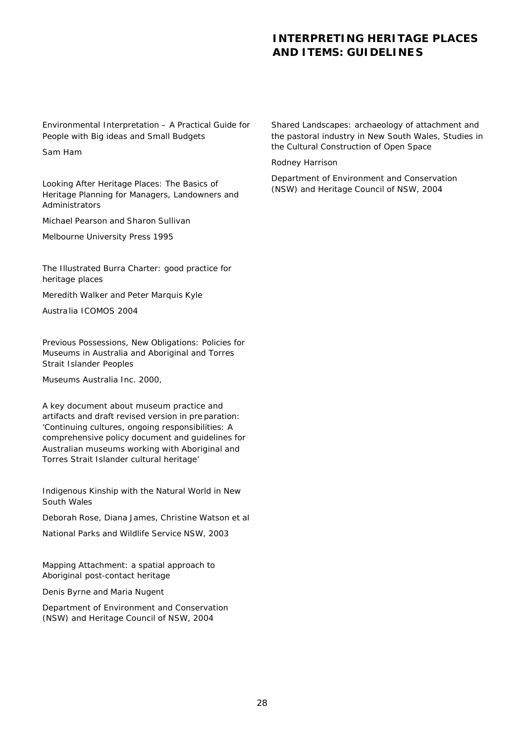Environmental Interpretation – A Practical Guide for People with Big ideas and Small Budgets

Sam Ham

Looking After Heritage Places: The Basics of Heritage Planning for Managers, Landowners and Administrators

Michael Pearson and Sharon Sullivan

Melbourne University Press 1995

The Illustrated Burra Charter: good practice for heritage places

Meredith Walker and Peter Marquis Kyle

Australia ICOMOS 2004

Previous Possessions, New Obligations: Policies for Museums in Australia and Aboriginal and Torres Strait Islander Peoples

Museums Australia Inc. 2000,

A key document about museum practice and artifacts and draft revised version in preparation: 'Continuing cultures, ongoing responsibilities: A comprehensive policy document and guidelines for Australian museums working with Aboriginal and Torres Strait Islander cultural heritage'

Indigenous Kinship with the Natural World in New South Wales

Deborah Rose, Diana James, Christine Watson et al

National Parks and Wildlife Service NSW, 2003

Mapping Attachment: a spatial approach to Aboriginal post-contact heritage

Denis Byrne and Maria Nugent

Department of Environment and Conservation (NSW) and Heritage Council of NSW, 2004

Shared Landscapes: archaeology of attachment and the pastoral industry in New South Wales, Studies in the Cultural Construction of Open Space

Rodney Harrison

Department of Environment and Conservation (NSW) and Heritage Council of NSW, 2004